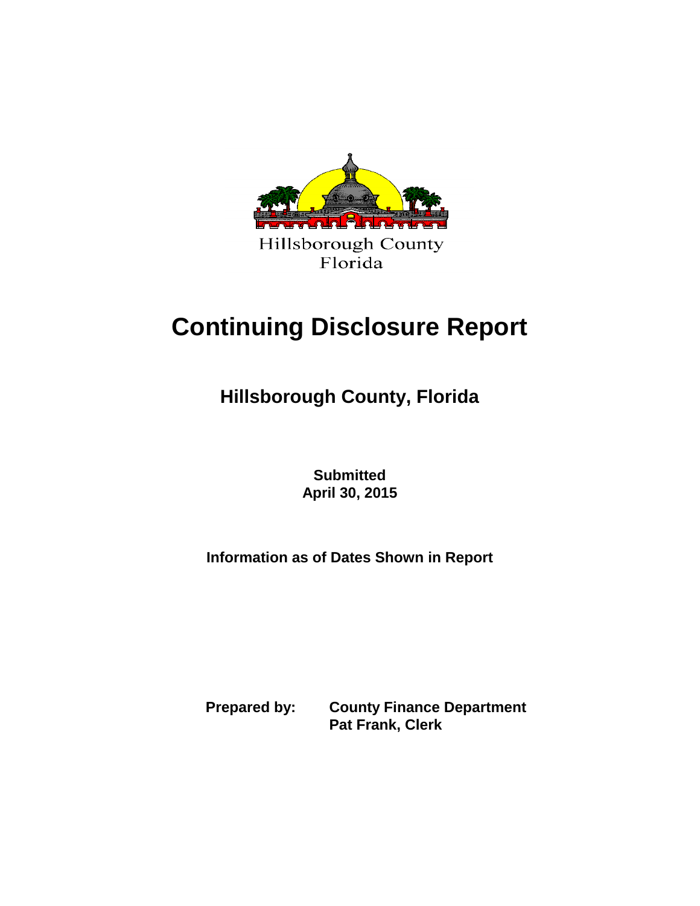Hillsborough County
Florida

# Continuing Disclosure Report

## Hillsborough County, Florida

**Submitted**
**April 30, 2015**

**Information as of Dates Shown in Report**

**Prepared by:** **County Finance Department**
**Pat Frank, Clerk**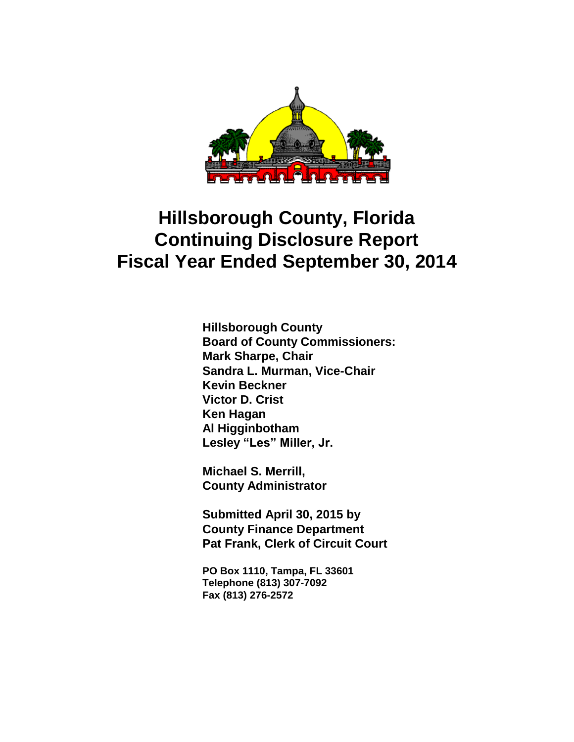# Hillsborough County, Florida
# Continuing Disclosure Report
# Fiscal Year Ended September 30, 2014

**Hillsborough County**
**Board of County Commissioners:**
**Mark Sharpe, Chair**
**Sandra L. Murman, Vice-Chair**
**Kevin Beckner**
**Victor D. Crist**
**Ken Hagan**
**Al Higginbotham**
**Lesley "Les" Miller, Jr.**

**Michael S. Merrill,**
**County Administrator**

**Submitted April 30, 2015 by**
**County Finance Department**
**Pat Frank, Clerk of Circuit Court**

**PO Box 1110, Tampa, FL 33601**
**Telephone (813) 307-7092**
**Fax (813) 276-2572**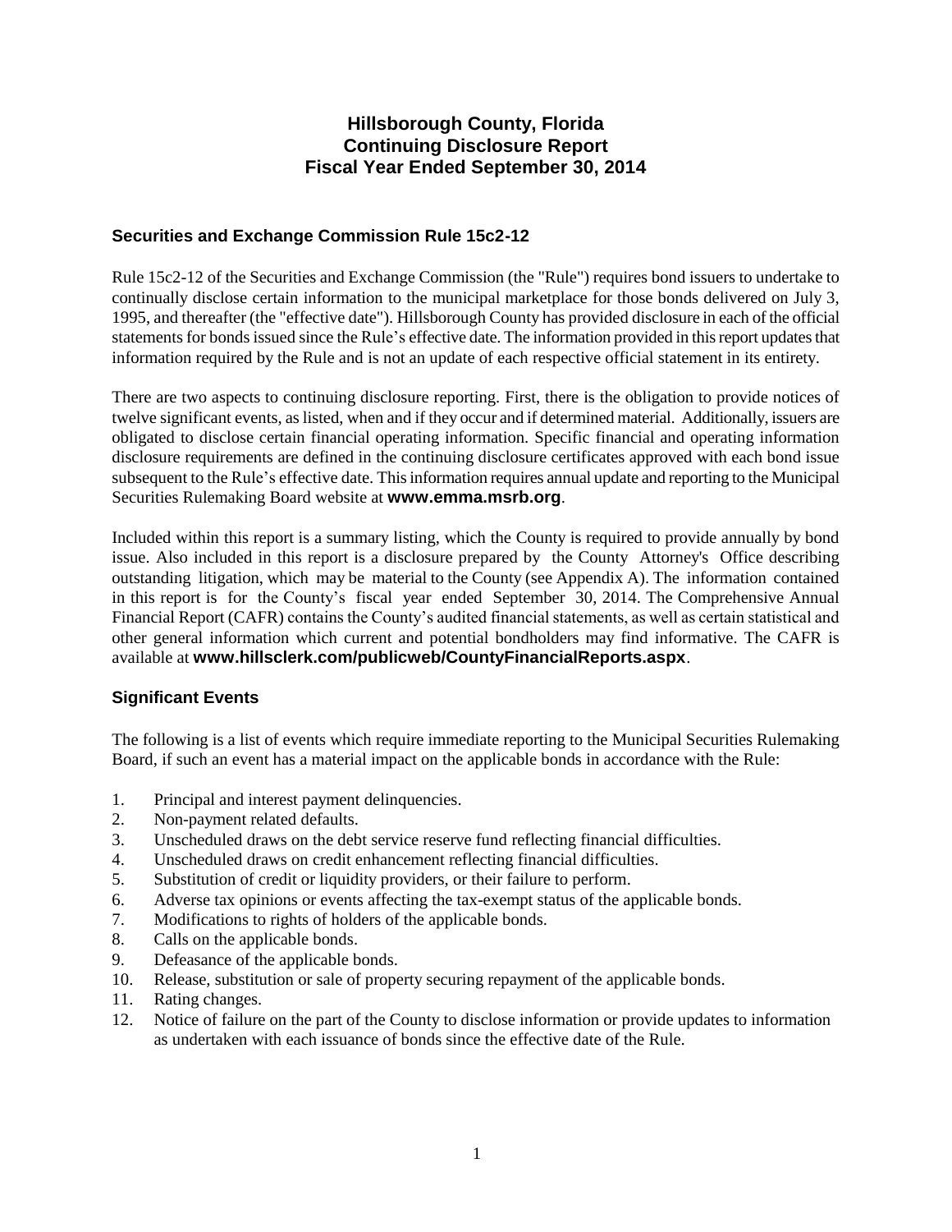# Hillsborough County, Florida
# Continuing Disclosure Report
# Fiscal Year Ended September 30, 2014

## Securities and Exchange Commission Rule 15c2-12

Rule 15c2-12 of the Securities and Exchange Commission (the "Rule") requires bond issuers to undertake to continually disclose certain information to the municipal marketplace for those bonds delivered on July 3, 1995, and thereafter (the "effective date"). Hillsborough County has provided disclosure in each of the official statements for bonds issued since the Rule's effective date. The information provided in this report updates that information required by the Rule and is not an update of each respective official statement in its entirety.

There are two aspects to continuing disclosure reporting. First, there is the obligation to provide notices of twelve significant events, as listed, when and if they occur and if determined material. Additionally, issuers are obligated to disclose certain financial operating information. Specific financial and operating information disclosure requirements are defined in the continuing disclosure certificates approved with each bond issue subsequent to the Rule's effective date. This information requires annual update and reporting to the Municipal Securities Rulemaking Board website at **www.emma.msrb.org**.

Included within this report is a summary listing, which the County is required to provide annually by bond issue. Also included in this report is a disclosure prepared by the County Attorney's Office describing outstanding litigation, which may be material to the County (see Appendix A). The information contained in this report is for the County's fiscal year ended September 30, 2014. The Comprehensive Annual Financial Report (CAFR) contains the County's audited financial statements, as well as certain statistical and other general information which current and potential bondholders may find informative. The CAFR is available at **www.hillsclerk.com/publicweb/CountyFinancialReports.aspx**.

## Significant Events

The following is a list of events which require immediate reporting to the Municipal Securities Rulemaking Board, if such an event has a material impact on the applicable bonds in accordance with the Rule:

1. Principal and interest payment delinquencies.
2. Non-payment related defaults.
3. Unscheduled draws on the debt service reserve fund reflecting financial difficulties.
4. Unscheduled draws on credit enhancement reflecting financial difficulties.
5. Substitution of credit or liquidity providers, or their failure to perform.
6. Adverse tax opinions or events affecting the tax-exempt status of the applicable bonds.
7. Modifications to rights of holders of the applicable bonds.
8. Calls on the applicable bonds.
9. Defeasance of the applicable bonds.
10. Release, substitution or sale of property securing repayment of the applicable bonds.
11. Rating changes.
12. Notice of failure on the part of the County to disclose information or provide updates to information as undertaken with each issuance of bonds since the effective date of the Rule.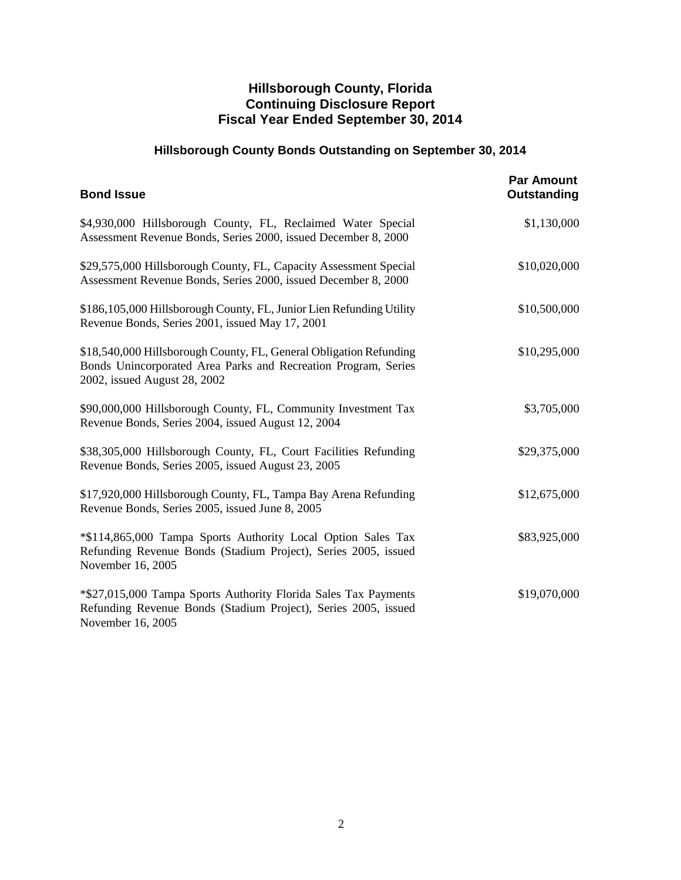## Hillsborough County, Florida
## Continuing Disclosure Report
## Fiscal Year Ended September 30, 2014

### Hillsborough County Bonds Outstanding on September 30, 2014

| Bond Issue | Par Amount Outstanding |
|---|---|
| $4,930,000 Hillsborough County, FL, Reclaimed Water Special Assessment Revenue Bonds, Series 2000, issued December 8, 2000 | $1,130,000 |
| $29,575,000 Hillsborough County, FL, Capacity Assessment Special Assessment Revenue Bonds, Series 2000, issued December 8, 2000 | $10,020,000 |
| $186,105,000 Hillsborough County, FL, Junior Lien Refunding Utility Revenue Bonds, Series 2001, issued May 17, 2001 | $10,500,000 |
| $18,540,000 Hillsborough County, FL, General Obligation Refunding Bonds Unincorporated Area Parks and Recreation Program, Series 2002, issued August 28, 2002 | $10,295,000 |
| $90,000,000 Hillsborough County, FL, Community Investment Tax Revenue Bonds, Series 2004, issued August 12, 2004 | $3,705,000 |
| $38,305,000 Hillsborough County, FL, Court Facilities Refunding Revenue Bonds, Series 2005, issued August 23, 2005 | $29,375,000 |
| $17,920,000 Hillsborough County, FL, Tampa Bay Arena Refunding Revenue Bonds, Series 2005, issued June 8, 2005 | $12,675,000 |
| *$114,865,000 Tampa Sports Authority Local Option Sales Tax Refunding Revenue Bonds (Stadium Project), Series 2005, issued November 16, 2005 | $83,925,000 |
| *$27,015,000 Tampa Sports Authority Florida Sales Tax Payments Refunding Revenue Bonds (Stadium Project), Series 2005, issued November 16, 2005 | $19,070,000 |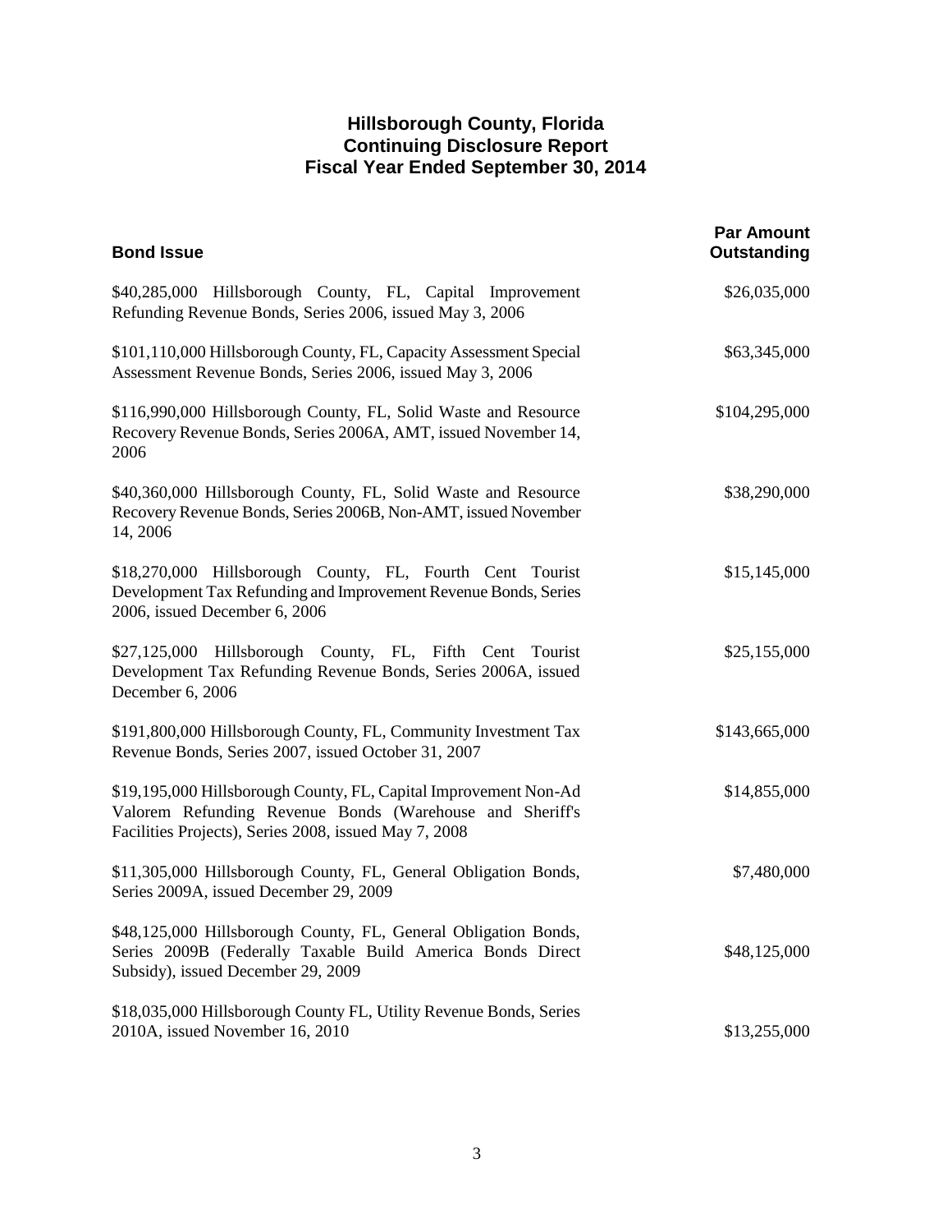# Hillsborough County, Florida
## Continuing Disclosure Report
## Fiscal Year Ended September 30, 2014

| Bond Issue | Par Amount Outstanding |
|---|---|
| $40,285,000 Hillsborough County, FL, Capital Improvement Refunding Revenue Bonds, Series 2006, issued May 3, 2006 | $26,035,000 |
| $101,110,000 Hillsborough County, FL, Capacity Assessment Special Assessment Revenue Bonds, Series 2006, issued May 3, 2006 | $63,345,000 |
| $116,990,000 Hillsborough County, FL, Solid Waste and Resource Recovery Revenue Bonds, Series 2006A, AMT, issued November 14, 2006 | $104,295,000 |
| $40,360,000 Hillsborough County, FL, Solid Waste and Resource Recovery Revenue Bonds, Series 2006B, Non-AMT, issued November 14, 2006 | $38,290,000 |
| $18,270,000 Hillsborough County, FL, Fourth Cent Tourist Development Tax Refunding and Improvement Revenue Bonds, Series 2006, issued December 6, 2006 | $15,145,000 |
| $27,125,000 Hillsborough County, FL, Fifth Cent Tourist Development Tax Refunding Revenue Bonds, Series 2006A, issued December 6, 2006 | $25,155,000 |
| $191,800,000 Hillsborough County, FL, Community Investment Tax Revenue Bonds, Series 2007, issued October 31, 2007 | $143,665,000 |
| $19,195,000 Hillsborough County, FL, Capital Improvement Non-Ad Valorem Refunding Revenue Bonds (Warehouse and Sheriff's Facilities Projects), Series 2008, issued May 7, 2008 | $14,855,000 |
| $11,305,000 Hillsborough County, FL, General Obligation Bonds, Series 2009A, issued December 29, 2009 | $7,480,000 |
| $48,125,000 Hillsborough County, FL, General Obligation Bonds, Series 2009B (Federally Taxable Build America Bonds Direct Subsidy), issued December 29, 2009 | $48,125,000 |
| $18,035,000 Hillsborough County FL, Utility Revenue Bonds, Series 2010A, issued November 16, 2010 | $13,255,000 |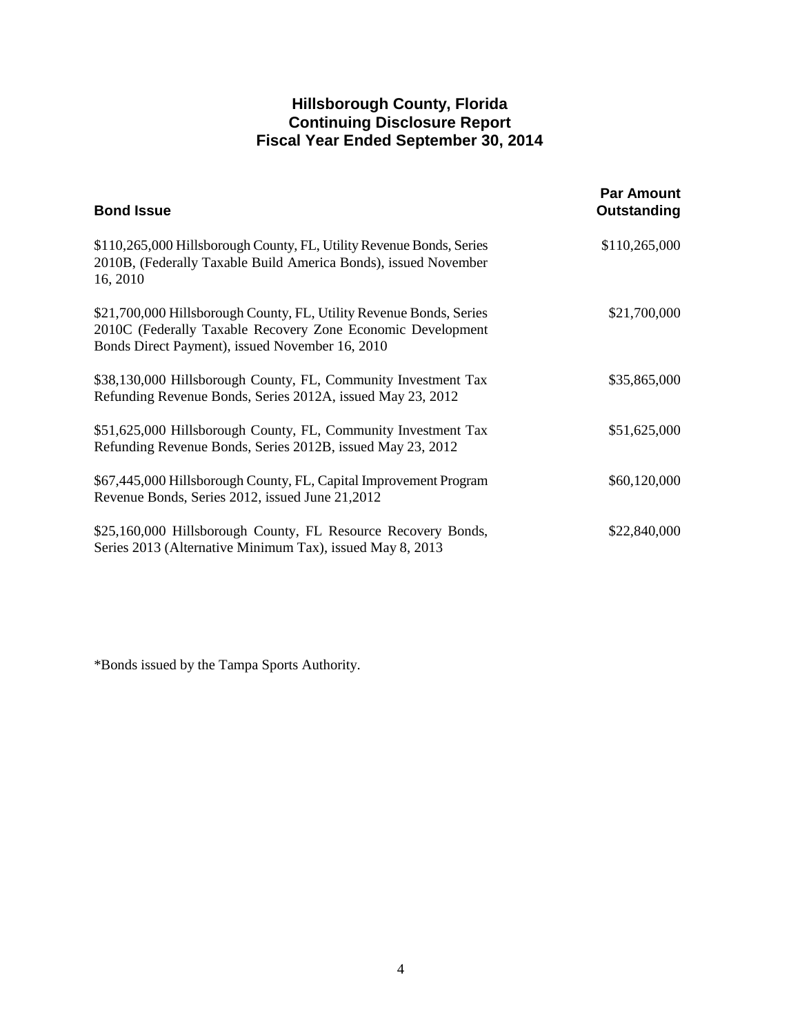# Hillsborough County, Florida
## Continuing Disclosure Report
## Fiscal Year Ended September 30, 2014

| Bond Issue | Par Amount Outstanding |
|---|---|
| $110,265,000 Hillsborough County, FL, Utility Revenue Bonds, Series 2010B, (Federally Taxable Build America Bonds), issued November 16, 2010 | $110,265,000 |
| $21,700,000 Hillsborough County, FL, Utility Revenue Bonds, Series 2010C (Federally Taxable Recovery Zone Economic Development Bonds Direct Payment), issued November 16, 2010 | $21,700,000 |
| $38,130,000 Hillsborough County, FL, Community Investment Tax Refunding Revenue Bonds, Series 2012A, issued May 23, 2012 | $35,865,000 |
| $51,625,000 Hillsborough County, FL, Community Investment Tax Refunding Revenue Bonds, Series 2012B, issued May 23, 2012 | $51,625,000 |
| $67,445,000 Hillsborough County, FL, Capital Improvement Program Revenue Bonds, Series 2012, issued June 21,2012 | $60,120,000 |
| $25,160,000 Hillsborough County, FL Resource Recovery Bonds, Series 2013 (Alternative Minimum Tax), issued May 8, 2013 | $22,840,000 |

*Bonds issued by the Tampa Sports Authority.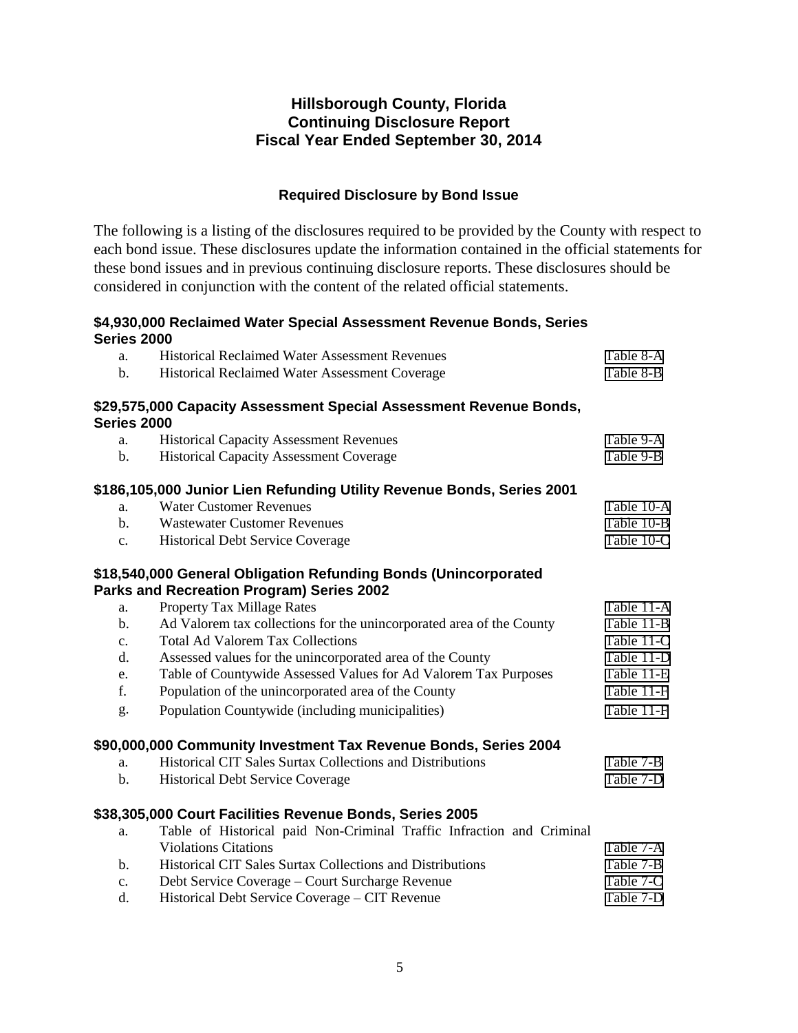# Hillsborough County, Florida
# Continuing Disclosure Report
# Fiscal Year Ended September 30, 2014

### Required Disclosure by Bond Issue

The following is a listing of the disclosures required to be provided by the County with respect to each bond issue. These disclosures update the information contained in the official statements for these bond issues and in previous continuing disclosure reports. These disclosures should be considered in conjunction with the content of the related official statements.

**$4,930,000 Reclaimed Water Special Assessment Revenue Bonds, Series Series 2000**

| | | |
|---|---|---|
| a. | Historical Reclaimed Water Assessment Revenues | Table 8-A |
| b. | Historical Reclaimed Water Assessment Coverage | Table 8-B |

**$29,575,000 Capacity Assessment Special Assessment Revenue Bonds, Series 2000**

| | | |
|---|---|---|
| a. | Historical Capacity Assessment Revenues | Table 9-A |
| b. | Historical Capacity Assessment Coverage | Table 9-B |

**$186,105,000 Junior Lien Refunding Utility Revenue Bonds, Series 2001**

| | | |
|---|---|---|
| a. | Water Customer Revenues | Table 10-A |
| b. | Wastewater Customer Revenues | Table 10-B |
| c. | Historical Debt Service Coverage | Table 10-C |

**$18,540,000 General Obligation Refunding Bonds (Unincorporated Parks and Recreation Program) Series 2002**

| | | |
|---|---|---|
| a. | Property Tax Millage Rates | Table 11-A |
| b. | Ad Valorem tax collections for the unincorporated area of the County | Table 11-B |
| c. | Total Ad Valorem Tax Collections | Table 11-C |
| d. | Assessed values for the unincorporated area of the County | Table 11-D |
| e. | Table of Countywide Assessed Values for Ad Valorem Tax Purposes | Table 11-E |
| f. | Population of the unincorporated area of the County | Table 11-F |
| g. | Population Countywide (including municipalities) | Table 11-F |

**$90,000,000 Community Investment Tax Revenue Bonds, Series 2004**

| | | |
|---|---|---|
| a. | Historical CIT Sales Surtax Collections and Distributions | Table 7-B |
| b. | Historical Debt Service Coverage | Table 7-D |

**$38,305,000 Court Facilities Revenue Bonds, Series 2005**

| | | |
|---|---|---|
| a. | Table of Historical paid Non-Criminal Traffic Infraction and Criminal Violations Citations | Table 7-A |
| b. | Historical CIT Sales Surtax Collections and Distributions | Table 7-B |
| c. | Debt Service Coverage – Court Surcharge Revenue | Table 7-C |
| d. | Historical Debt Service Coverage – CIT Revenue | Table 7-D |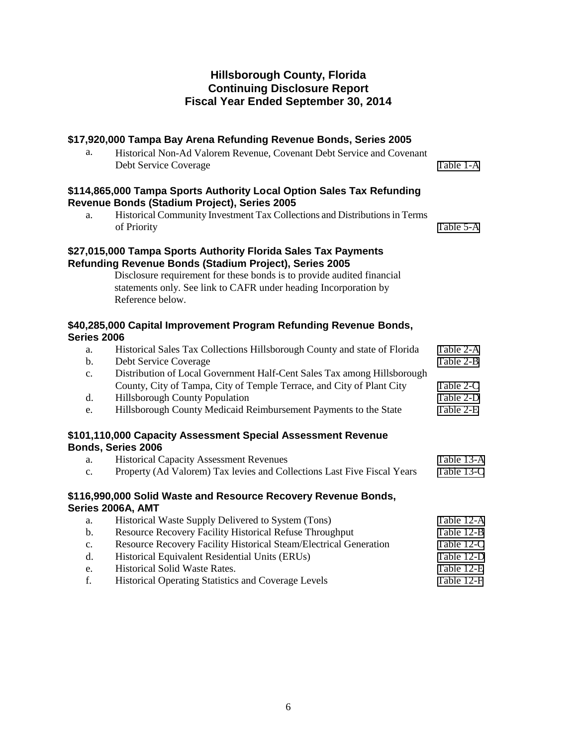# Hillsborough County, Florida
# Continuing Disclosure Report
# Fiscal Year Ended September 30, 2014

### $17,920,000 Tampa Bay Arena Refunding Revenue Bonds, Series 2005

| | | |
|---|---|---|
| a. | Historical Non-Ad Valorem Revenue, Covenant Debt Service and Covenant Debt Service Coverage | Table 1-A |

### $114,865,000 Tampa Sports Authority Local Option Sales Tax Refunding Revenue Bonds (Stadium Project), Series 2005

| | | |
|---|---|---|
| a. | Historical Community Investment Tax Collections and Distributions in Terms of Priority | Table 5-A |

### $27,015,000 Tampa Sports Authority Florida Sales Tax Payments Refunding Revenue Bonds (Stadium Project), Series 2005

Disclosure requirement for these bonds is to provide audited financial statements only. See link to CAFR under heading Incorporation by Reference below.

### $40,285,000 Capital Improvement Program Refunding Revenue Bonds, Series 2006

| | | |
|---|---|---|
| a. | Historical Sales Tax Collections Hillsborough County and state of Florida | Table 2-A |
| b. | Debt Service Coverage | Table 2-B |
| c. | Distribution of Local Government Half-Cent Sales Tax among Hillsborough County, City of Tampa, City of Temple Terrace, and City of Plant City | Table 2-C |
| d. | Hillsborough County Population | Table 2-D |
| e. | Hillsborough County Medicaid Reimbursement Payments to the State | Table 2-E |

### $101,110,000 Capacity Assessment Special Assessment Revenue Bonds, Series 2006

| | | |
|---|---|---|
| a. | Historical Capacity Assessment Revenues | Table 13-A |
| c. | Property (Ad Valorem) Tax levies and Collections Last Five Fiscal Years | Table 13-C |

### $116,990,000 Solid Waste and Resource Recovery Revenue Bonds, Series 2006A, AMT

| | | |
|---|---|---|
| a. | Historical Waste Supply Delivered to System (Tons) | Table 12-A |
| b. | Resource Recovery Facility Historical Refuse Throughput | Table 12-B |
| c. | Resource Recovery Facility Historical Steam/Electrical Generation | Table 12-C |
| d. | Historical Equivalent Residential Units (ERUs) | Table 12-D |
| e. | Historical Solid Waste Rates. | Table 12-E |
| f. | Historical Operating Statistics and Coverage Levels | Table 12-F |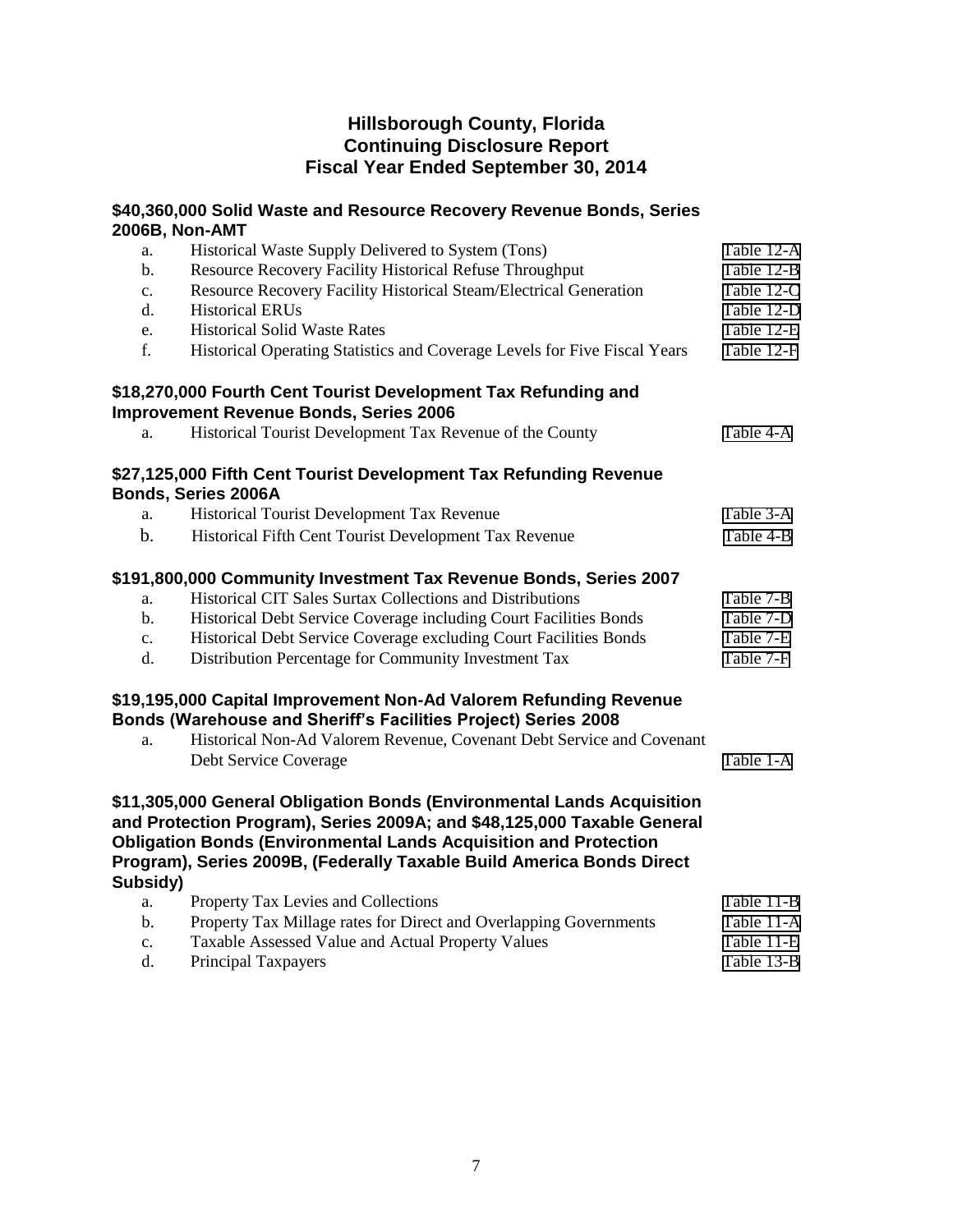# Hillsborough County, Florida
# Continuing Disclosure Report
# Fiscal Year Ended September 30, 2014

### $40,360,000 Solid Waste and Resource Recovery Revenue Bonds, Series 2006B, Non-AMT

| | | |
|---|---|---|
| a. | Historical Waste Supply Delivered to System (Tons) | Table 12-A |
| b. | Resource Recovery Facility Historical Refuse Throughput | Table 12-B |
| c. | Resource Recovery Facility Historical Steam/Electrical Generation | Table 12-C |
| d. | Historical ERUs | Table 12-D |
| e. | Historical Solid Waste Rates | Table 12-E |
| f. | Historical Operating Statistics and Coverage Levels for Five Fiscal Years | Table 12-F |

### $18,270,000 Fourth Cent Tourist Development Tax Refunding and Improvement Revenue Bonds, Series 2006

| | | |
|---|---|---|
| a. | Historical Tourist Development Tax Revenue of the County | Table 4-A |

### $27,125,000 Fifth Cent Tourist Development Tax Refunding Revenue Bonds, Series 2006A

| | | |
|---|---|---|
| a. | Historical Tourist Development Tax Revenue | Table 3-A |
| b. | Historical Fifth Cent Tourist Development Tax Revenue | Table 4-B |

### $191,800,000 Community Investment Tax Revenue Bonds, Series 2007

| | | |
|---|---|---|
| a. | Historical CIT Sales Surtax Collections and Distributions | Table 7-B |
| b. | Historical Debt Service Coverage including Court Facilities Bonds | Table 7-D |
| c. | Historical Debt Service Coverage excluding Court Facilities Bonds | Table 7-E |
| d. | Distribution Percentage for Community Investment Tax | Table 7-F |

### $19,195,000 Capital Improvement Non-Ad Valorem Refunding Revenue Bonds (Warehouse and Sheriff's Facilities Project) Series 2008

| | | |
|---|---|---|
| a. | Historical Non-Ad Valorem Revenue, Covenant Debt Service and Covenant Debt Service Coverage | Table 1-A |

### $11,305,000 General Obligation Bonds (Environmental Lands Acquisition and Protection Program), Series 2009A; and $48,125,000 Taxable General Obligation Bonds (Environmental Lands Acquisition and Protection Program), Series 2009B, (Federally Taxable Build America Bonds Direct Subsidy)

| | | |
|---|---|---|
| a. | Property Tax Levies and Collections | Table 11-B |
| b. | Property Tax Millage rates for Direct and Overlapping Governments | Table 11-A |
| c. | Taxable Assessed Value and Actual Property Values | Table 11-E |
| d. | Principal Taxpayers | Table 13-B |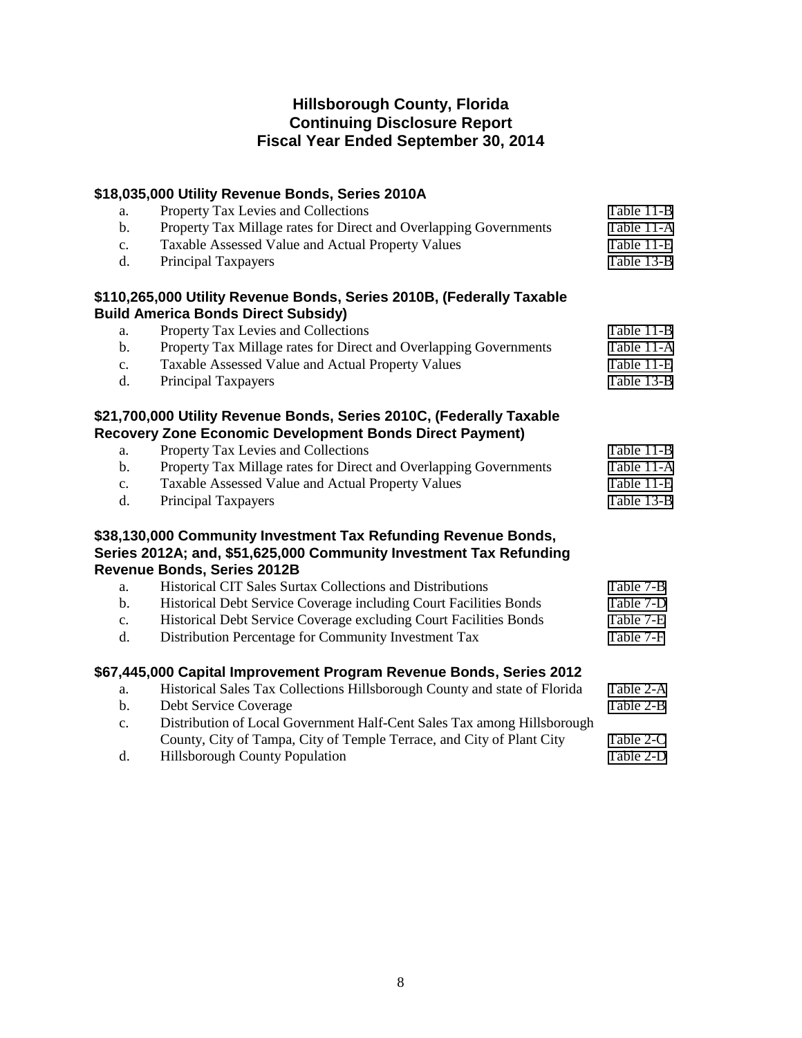# Hillsborough County, Florida
# Continuing Disclosure Report
# Fiscal Year Ended September 30, 2014

### $18,035,000 Utility Revenue Bonds, Series 2010A

| | | |
|---|---|---|
| a. | Property Tax Levies and Collections | Table 11-B |
| b. | Property Tax Millage rates for Direct and Overlapping Governments | Table 11-A |
| c. | Taxable Assessed Value and Actual Property Values | Table 11-E |
| d. | Principal Taxpayers | Table 13-B |

### $110,265,000 Utility Revenue Bonds, Series 2010B, (Federally Taxable Build America Bonds Direct Subsidy)

| | | |
|---|---|---|
| a. | Property Tax Levies and Collections | Table 11-B |
| b. | Property Tax Millage rates for Direct and Overlapping Governments | Table 11-A |
| c. | Taxable Assessed Value and Actual Property Values | Table 11-E |
| d. | Principal Taxpayers | Table 13-B |

### $21,700,000 Utility Revenue Bonds, Series 2010C, (Federally Taxable Recovery Zone Economic Development Bonds Direct Payment)

| | | |
|---|---|---|
| a. | Property Tax Levies and Collections | Table 11-B |
| b. | Property Tax Millage rates for Direct and Overlapping Governments | Table 11-A |
| c. | Taxable Assessed Value and Actual Property Values | Table 11-E |
| d. | Principal Taxpayers | Table 13-B |

### $38,130,000 Community Investment Tax Refunding Revenue Bonds, Series 2012A; and, $51,625,000 Community Investment Tax Refunding Revenue Bonds, Series 2012B

| | | |
|---|---|---|
| a. | Historical CIT Sales Surtax Collections and Distributions | Table 7-B |
| b. | Historical Debt Service Coverage including Court Facilities Bonds | Table 7-D |
| c. | Historical Debt Service Coverage excluding Court Facilities Bonds | Table 7-E |
| d. | Distribution Percentage for Community Investment Tax | Table 7-F |

### $67,445,000 Capital Improvement Program Revenue Bonds, Series 2012

| | | |
|---|---|---|
| a. | Historical Sales Tax Collections Hillsborough County and state of Florida | Table 2-A |
| b. | Debt Service Coverage | Table 2-B |
| c. | Distribution of Local Government Half-Cent Sales Tax among Hillsborough County, City of Tampa, City of Temple Terrace, and City of Plant City | Table 2-C |
| d. | Hillsborough County Population | Table 2-D |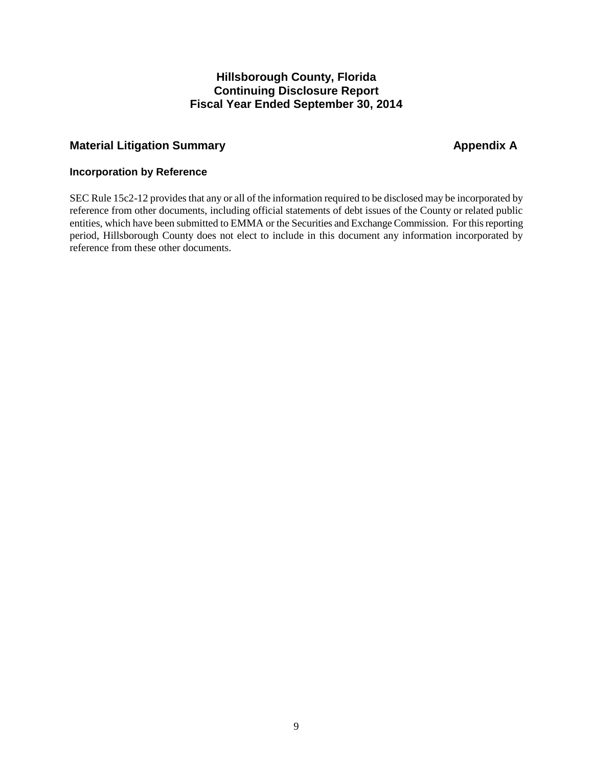# Hillsborough County, Florida
# Continuing Disclosure Report
# Fiscal Year Ended September 30, 2014

## Material Litigation Summary — Appendix A

### Incorporation by Reference

SEC Rule 15c2-12 provides that any or all of the information required to be disclosed may be incorporated by reference from other documents, including official statements of debt issues of the County or related public entities, which have been submitted to EMMA or the Securities and Exchange Commission. For this reporting period, Hillsborough County does not elect to include in this document any information incorporated by reference from these other documents.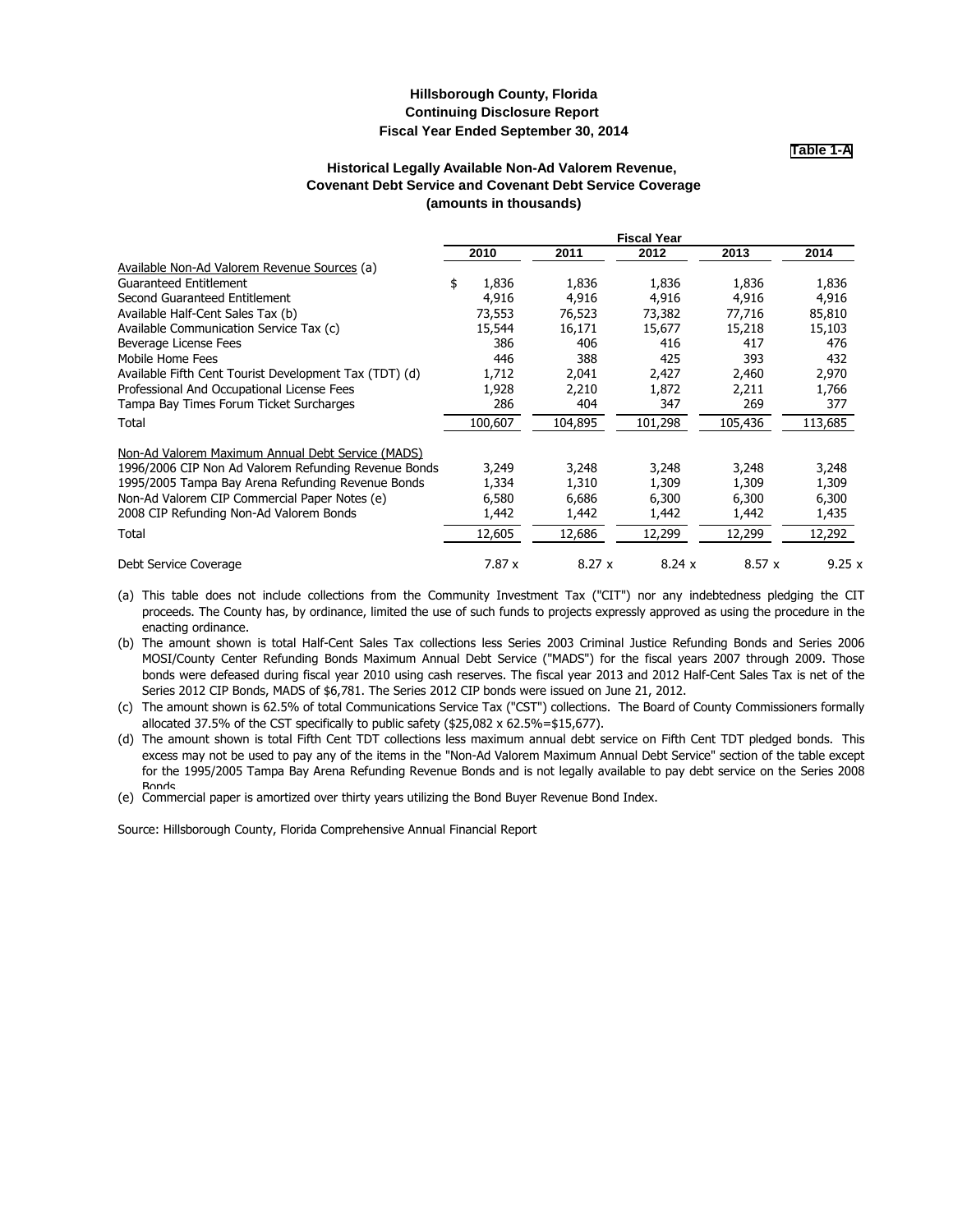**Hillsborough County, Florida**
**Continuing Disclosure Report**
**Fiscal Year Ended September 30, 2014**

**Table 1-A**

### Historical Legally Available Non-Ad Valorem Revenue, Covenant Debt Service and Covenant Debt Service Coverage (amounts in thousands)

| | Fiscal Year | | | | |
|---|---|---|---|---|---|
| | 2010 | 2011 | 2012 | 2013 | 2014 |
| Available Non-Ad Valorem Revenue Sources (a) | | | | | |
| Guaranteed Entitlement | $ 1,836 | 1,836 | 1,836 | 1,836 | 1,836 |
| Second Guaranteed Entitlement | 4,916 | 4,916 | 4,916 | 4,916 | 4,916 |
| Available Half-Cent Sales Tax (b) | 73,553 | 76,523 | 73,382 | 77,716 | 85,810 |
| Available Communication Service Tax (c) | 15,544 | 16,171 | 15,677 | 15,218 | 15,103 |
| Beverage License Fees | 386 | 406 | 416 | 417 | 476 |
| Mobile Home Fees | 446 | 388 | 425 | 393 | 432 |
| Available Fifth Cent Tourist Development Tax (TDT) (d) | 1,712 | 2,041 | 2,427 | 2,460 | 2,970 |
| Professional And Occupational License Fees | 1,928 | 2,210 | 1,872 | 2,211 | 1,766 |
| Tampa Bay Times Forum Ticket Surcharges | 286 | 404 | 347 | 269 | 377 |
| Total | 100,607 | 104,895 | 101,298 | 105,436 | 113,685 |
| | | | | | |
| Non-Ad Valorem Maximum Annual Debt Service (MADS) | | | | | |
| 1996/2006 CIP Non Ad Valorem Refunding Revenue Bonds | 3,249 | 3,248 | 3,248 | 3,248 | 3,248 |
| 1995/2005 Tampa Bay Arena Refunding Revenue Bonds | 1,334 | 1,310 | 1,309 | 1,309 | 1,309 |
| Non-Ad Valorem CIP Commercial Paper Notes (e) | 6,580 | 6,686 | 6,300 | 6,300 | 6,300 |
| 2008 CIP Refunding Non-Ad Valorem Bonds | 1,442 | 1,442 | 1,442 | 1,442 | 1,435 |
| Total | 12,605 | 12,686 | 12,299 | 12,299 | 12,292 |
| | | | | | |
| Debt Service Coverage | 7.87 x | 8.27 x | 8.24 x | 8.57 x | 9.25 x |

(a) This table does not include collections from the Community Investment Tax ("CIT") nor any indebtedness pledging the CIT proceeds. The County has, by ordinance, limited the use of such funds to projects expressly approved as using the procedure in the enacting ordinance.

(b) The amount shown is total Half-Cent Sales Tax collections less Series 2003 Criminal Justice Refunding Bonds and Series 2006 MOSI/County Center Refunding Bonds Maximum Annual Debt Service ("MADS") for the fiscal years 2007 through 2009. Those bonds were defeased during fiscal year 2010 using cash reserves. The fiscal year 2013 and 2012 Half-Cent Sales Tax is net of the Series 2012 CIP Bonds, MADS of $6,781. The Series 2012 CIP bonds were issued on June 21, 2012.

(c) The amount shown is 62.5% of total Communications Service Tax ("CST") collections. The Board of County Commissioners formally allocated 37.5% of the CST specifically to public safety ($25,082 x 62.5%=$15,677).

(d) The amount shown is total Fifth Cent TDT collections less maximum annual debt service on Fifth Cent TDT pledged bonds. This excess may not be used to pay any of the items in the "Non-Ad Valorem Maximum Annual Debt Service" section of the table except for the 1995/2005 Tampa Bay Arena Refunding Revenue Bonds and is not legally available to pay debt service on the Series 2008 Bonds.

(e) Commercial paper is amortized over thirty years utilizing the Bond Buyer Revenue Bond Index.

Source: Hillsborough County, Florida Comprehensive Annual Financial Report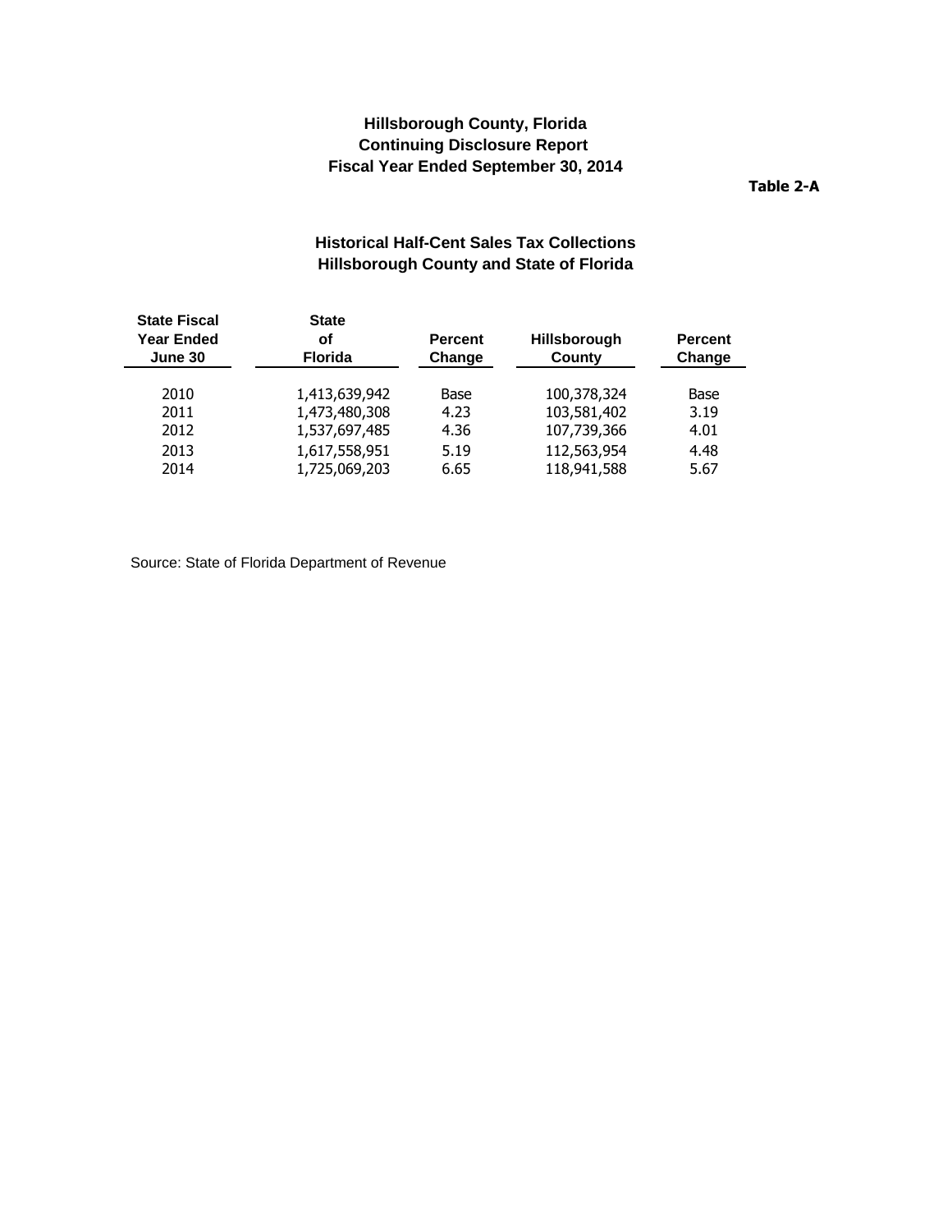# Hillsborough County, Florida
# Continuing Disclosure Report
# Fiscal Year Ended September 30, 2014

**Table 2-A**

## Historical Half-Cent Sales Tax Collections
## Hillsborough County and State of Florida

| State Fiscal Year Ended June 30 | State of Florida | Percent Change | Hillsborough County | Percent Change |
|---|---|---|---|---|
| 2010 | 1,413,639,942 | Base | 100,378,324 | Base |
| 2011 | 1,473,480,308 | 4.23 | 103,581,402 | 3.19 |
| 2012 | 1,537,697,485 | 4.36 | 107,739,366 | 4.01 |
| 2013 | 1,617,558,951 | 5.19 | 112,563,954 | 4.48 |
| 2014 | 1,725,069,203 | 6.65 | 118,941,588 | 5.67 |

Source: State of Florida Department of Revenue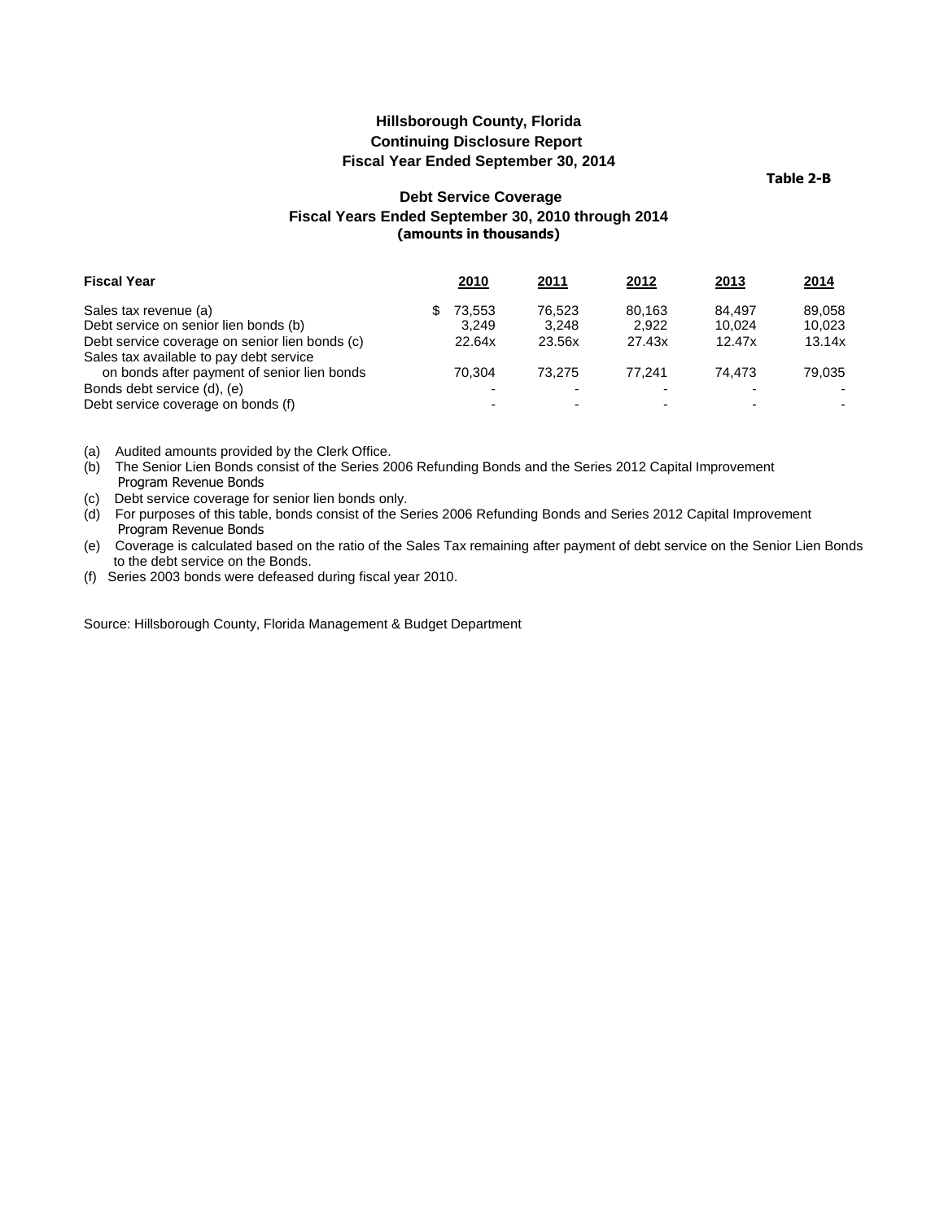**Hillsborough County, Florida**
**Continuing Disclosure Report**
**Fiscal Year Ended September 30, 2014**

**Table 2-B**

## Debt Service Coverage
### Fiscal Years Ended September 30, 2010 through 2014
**(amounts in thousands)**

| Fiscal Year | 2010 | 2011 | 2012 | 2013 | 2014 |
|---|---|---|---|---|---|
| Sales tax revenue (a) | $ 73,553 | 76,523 | 80,163 | 84,497 | 89,058 |
| Debt service on senior lien bonds (b) | 3,249 | 3,248 | 2,922 | 10,024 | 10,023 |
| Debt service coverage on senior lien bonds (c) | 22.64x | 23.56x | 27.43x | 12.47x | 13.14x |
| Sales tax available to pay debt service on bonds after payment of senior lien bonds | 70,304 | 73,275 | 77,241 | 74,473 | 79,035 |
| Bonds debt service (d), (e) | - | - | - | - | - |
| Debt service coverage on bonds (f) | - | - | - | - | - |

(a) Audited amounts provided by the Clerk Office.

(b) The Senior Lien Bonds consist of the Series 2006 Refunding Bonds and the Series 2012 Capital Improvement Program Revenue Bonds

(c) Debt service coverage for senior lien bonds only.

(d) For purposes of this table, bonds consist of the Series 2006 Refunding Bonds and Series 2012 Capital Improvement Program Revenue Bonds

(e) Coverage is calculated based on the ratio of the Sales Tax remaining after payment of debt service on the Senior Lien Bonds to the debt service on the Bonds.

(f) Series 2003 bonds were defeased during fiscal year 2010.

Source: Hillsborough County, Florida Management & Budget Department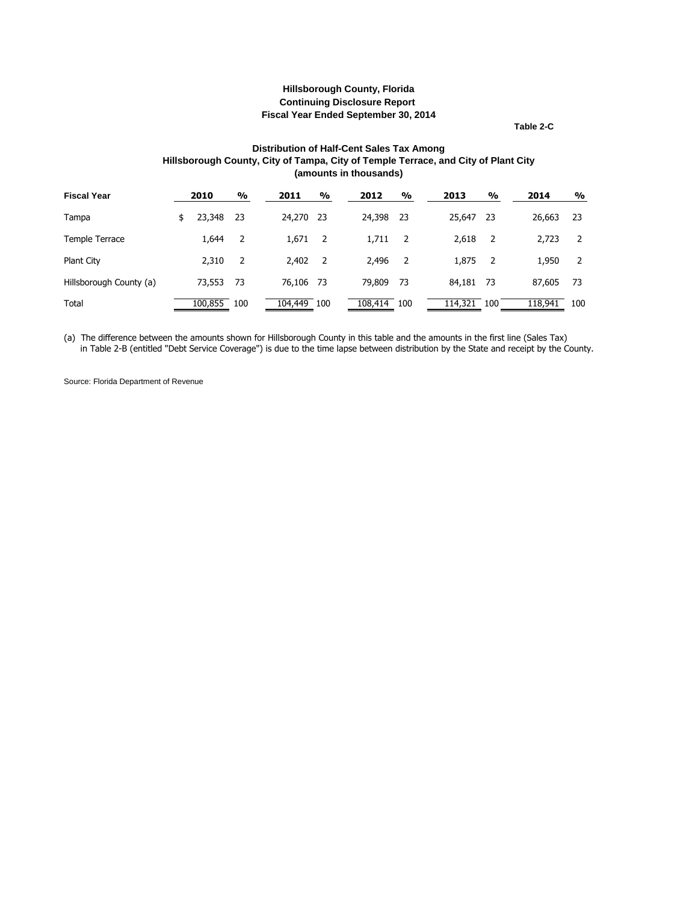**Hillsborough County, Florida**
**Continuing Disclosure Report**
**Fiscal Year Ended September 30, 2014**

**Table 2-C**

**Distribution of Half-Cent Sales Tax Among**
**Hillsborough County, City of Tampa, City of Temple Terrace, and City of Plant City**
**(amounts in thousands)**

| Fiscal Year | 2010 | % | 2011 | % | 2012 | % | 2013 | % | 2014 | % |
|---|---|---|---|---|---|---|---|---|---|---|
| Tampa | $ 23,348 | 23 | 24,270 | 23 | 24,398 | 23 | 25,647 | 23 | 26,663 | 23 |
| Temple Terrace | 1,644 | 2 | 1,671 | 2 | 1,711 | 2 | 2,618 | 2 | 2,723 | 2 |
| Plant City | 2,310 | 2 | 2,402 | 2 | 2,496 | 2 | 1,875 | 2 | 1,950 | 2 |
| Hillsborough County (a) | 73,553 | 73 | 76,106 | 73 | 79,809 | 73 | 84,181 | 73 | 87,605 | 73 |
| Total | 100,855 | 100 | 104,449 | 100 | 108,414 | 100 | 114,321 | 100 | 118,941 | 100 |

(a) The difference between the amounts shown for Hillsborough County in this table and the amounts in the first line (Sales Tax) in Table 2-B (entitled "Debt Service Coverage") is due to the time lapse between distribution by the State and receipt by the County.

Source: Florida Department of Revenue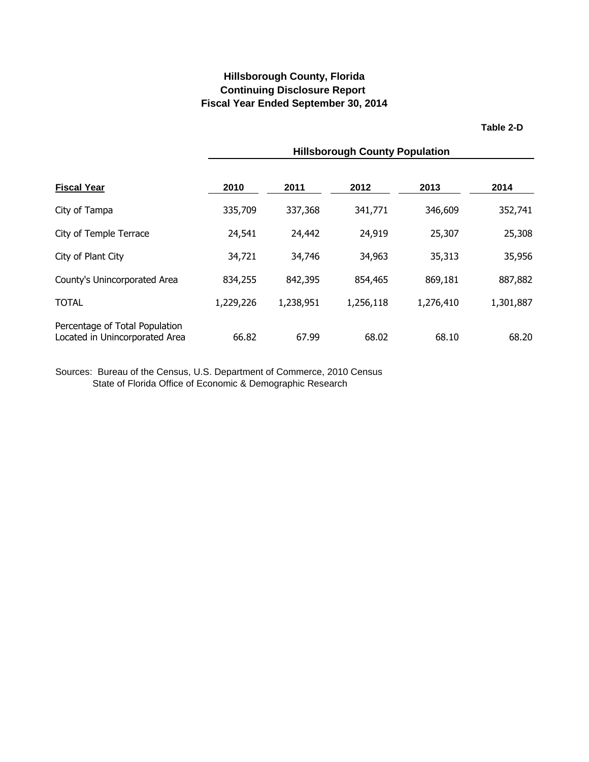# Hillsborough County, Florida
## Continuing Disclosure Report
## Fiscal Year Ended September 30, 2014

**Table 2-D**

| | Hillsborough County Population | | | | |
|---|---|---|---|---|---|
| **Fiscal Year** | **2010** | **2011** | **2012** | **2013** | **2014** |
| City of Tampa | 335,709 | 337,368 | 341,771 | 346,609 | 352,741 |
| City of Temple Terrace | 24,541 | 24,442 | 24,919 | 25,307 | 25,308 |
| City of Plant City | 34,721 | 34,746 | 34,963 | 35,313 | 35,956 |
| County's Unincorporated Area | 834,255 | 842,395 | 854,465 | 869,181 | 887,882 |
| TOTAL | 1,229,226 | 1,238,951 | 1,256,118 | 1,276,410 | 1,301,887 |
| Percentage of Total Population Located in Unincorporated Area | 66.82 | 67.99 | 68.02 | 68.10 | 68.20 |

Sources: Bureau of the Census, U.S. Department of Commerce, 2010 Census
State of Florida Office of Economic & Demographic Research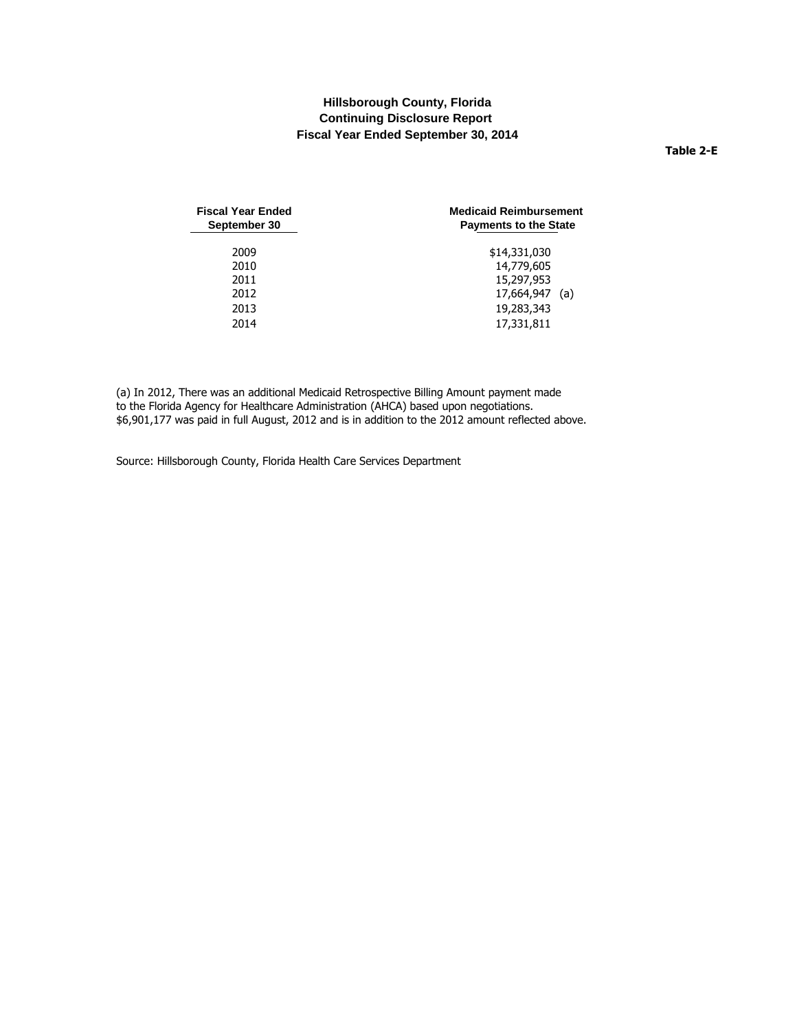**Hillsborough County, Florida**
**Continuing Disclosure Report**
**Fiscal Year Ended September 30, 2014**

**Table 2-E**

| Fiscal Year Ended September 30 | Medicaid Reimbursement Payments to the State |
|---|---|
| 2009 | $14,331,030 |
| 2010 | 14,779,605 |
| 2011 | 15,297,953 |
| 2012 | 17,664,947 (a) |
| 2013 | 19,283,343 |
| 2014 | 17,331,811 |

(a) In 2012, There was an additional Medicaid Retrospective Billing Amount payment made to the Florida Agency for Healthcare Administration (AHCA) based upon negotiations. $6,901,177 was paid in full August, 2012 and is in addition to the 2012 amount reflected above.

Source: Hillsborough County, Florida Health Care Services Department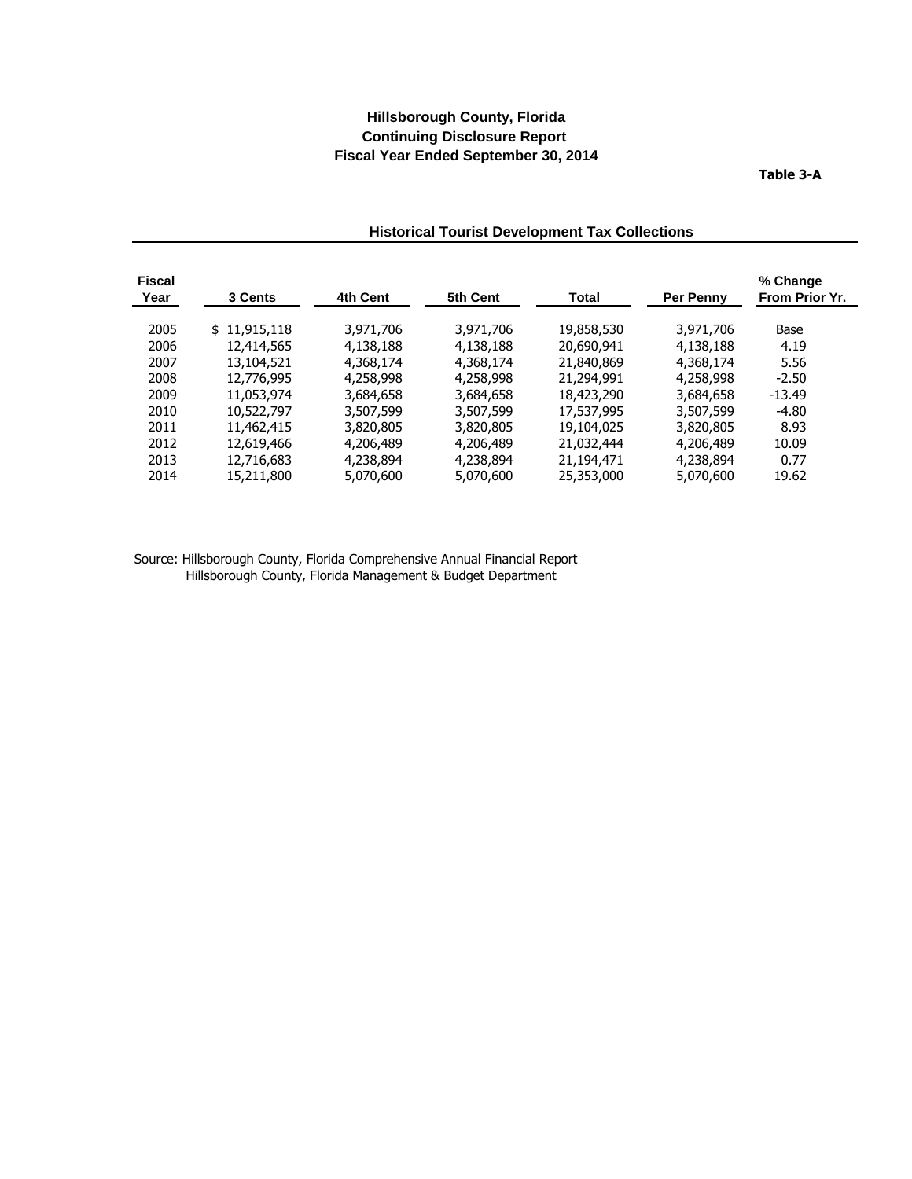**Hillsborough County, Florida**
**Continuing Disclosure Report**
**Fiscal Year Ended September 30, 2014**

**Table 3-A**

### Historical Tourist Development Tax Collections

| Fiscal Year | 3 Cents | 4th Cent | 5th Cent | Total | Per Penny | % Change From Prior Yr. |
|---|---|---|---|---|---|---|
| 2005 | $ 11,915,118 | 3,971,706 | 3,971,706 | 19,858,530 | 3,971,706 | Base |
| 2006 | 12,414,565 | 4,138,188 | 4,138,188 | 20,690,941 | 4,138,188 | 4.19 |
| 2007 | 13,104,521 | 4,368,174 | 4,368,174 | 21,840,869 | 4,368,174 | 5.56 |
| 2008 | 12,776,995 | 4,258,998 | 4,258,998 | 21,294,991 | 4,258,998 | -2.50 |
| 2009 | 11,053,974 | 3,684,658 | 3,684,658 | 18,423,290 | 3,684,658 | -13.49 |
| 2010 | 10,522,797 | 3,507,599 | 3,507,599 | 17,537,995 | 3,507,599 | -4.80 |
| 2011 | 11,462,415 | 3,820,805 | 3,820,805 | 19,104,025 | 3,820,805 | 8.93 |
| 2012 | 12,619,466 | 4,206,489 | 4,206,489 | 21,032,444 | 4,206,489 | 10.09 |
| 2013 | 12,716,683 | 4,238,894 | 4,238,894 | 21,194,471 | 4,238,894 | 0.77 |
| 2014 | 15,211,800 | 5,070,600 | 5,070,600 | 25,353,000 | 5,070,600 | 19.62 |

Source: Hillsborough County, Florida Comprehensive Annual Financial Report
Hillsborough County, Florida Management & Budget Department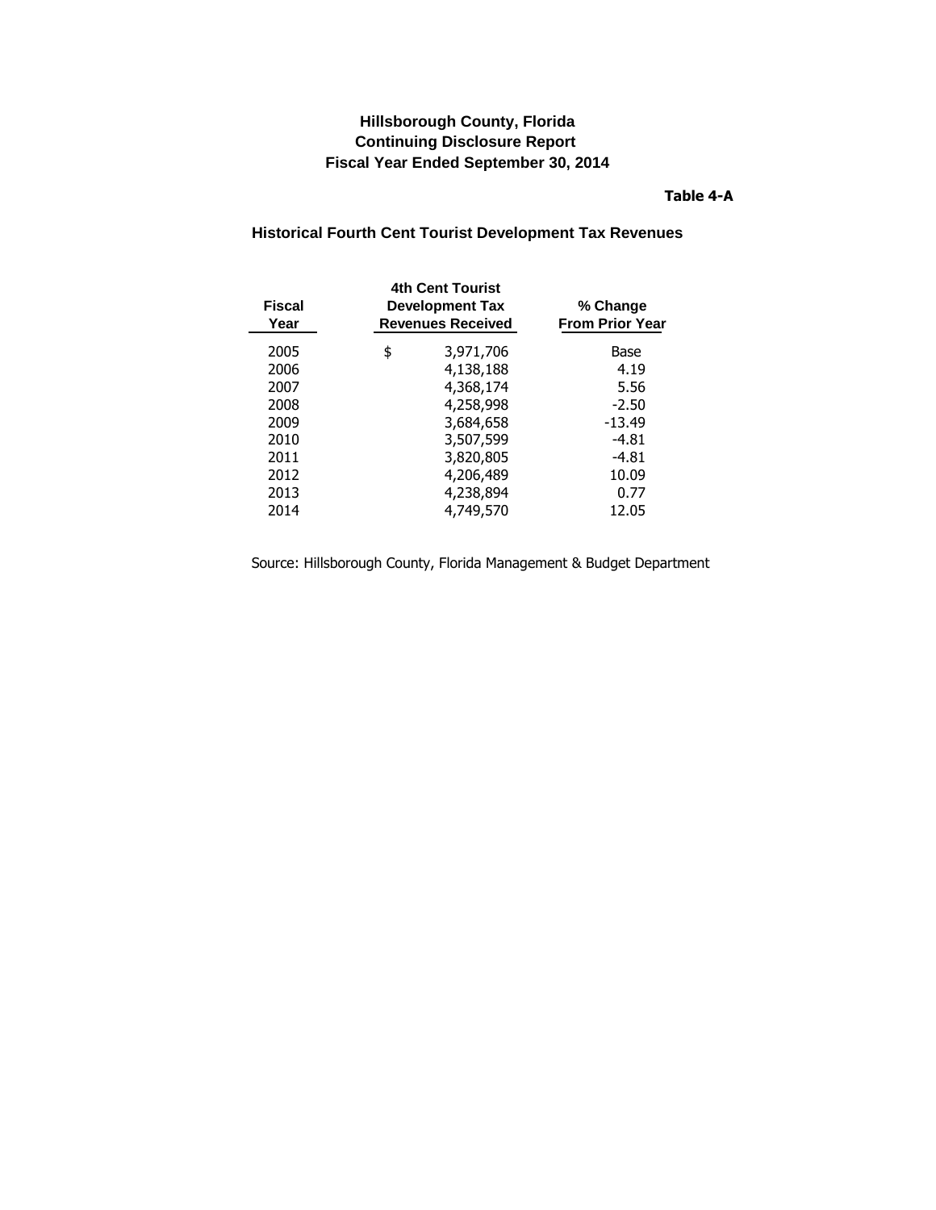# Hillsborough County, Florida
# Continuing Disclosure Report
# Fiscal Year Ended September 30, 2014

**Table 4-A**

## Historical Fourth Cent Tourist Development Tax Revenues

| Fiscal Year | 4th Cent Tourist Development Tax Revenues Received | % Change From Prior Year |
|---|---|---|
| 2005 | $ 3,971,706 | Base |
| 2006 | 4,138,188 | 4.19 |
| 2007 | 4,368,174 | 5.56 |
| 2008 | 4,258,998 | -2.50 |
| 2009 | 3,684,658 | -13.49 |
| 2010 | 3,507,599 | -4.81 |
| 2011 | 3,820,805 | -4.81 |
| 2012 | 4,206,489 | 10.09 |
| 2013 | 4,238,894 | 0.77 |
| 2014 | 4,749,570 | 12.05 |

Source: Hillsborough County, Florida Management & Budget Department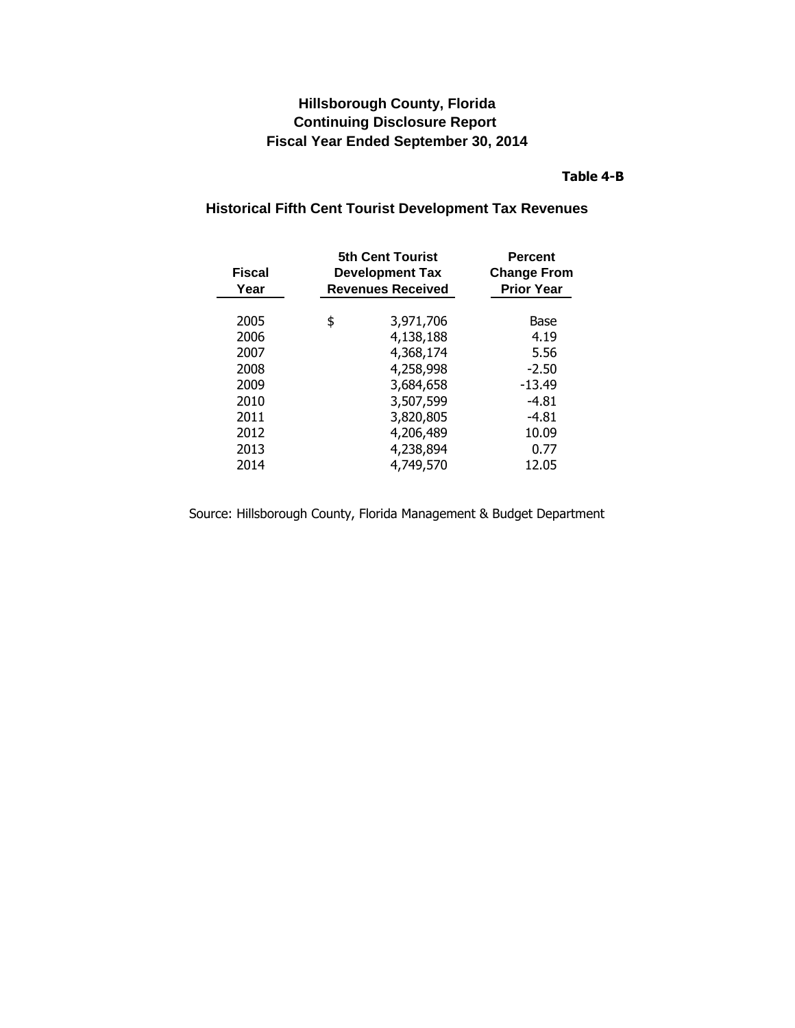# Hillsborough County, Florida
## Continuing Disclosure Report
## Fiscal Year Ended September 30, 2014

**Table 4-B**

### Historical Fifth Cent Tourist Development Tax Revenues

| Fiscal Year | 5th Cent Tourist Development Tax Revenues Received | Percent Change From Prior Year |
|---|---|---|
| 2005 | $ 3,971,706 | Base |
| 2006 | 4,138,188 | 4.19 |
| 2007 | 4,368,174 | 5.56 |
| 2008 | 4,258,998 | -2.50 |
| 2009 | 3,684,658 | -13.49 |
| 2010 | 3,507,599 | -4.81 |
| 2011 | 3,820,805 | -4.81 |
| 2012 | 4,206,489 | 10.09 |
| 2013 | 4,238,894 | 0.77 |
| 2014 | 4,749,570 | 12.05 |

Source: Hillsborough County, Florida Management & Budget Department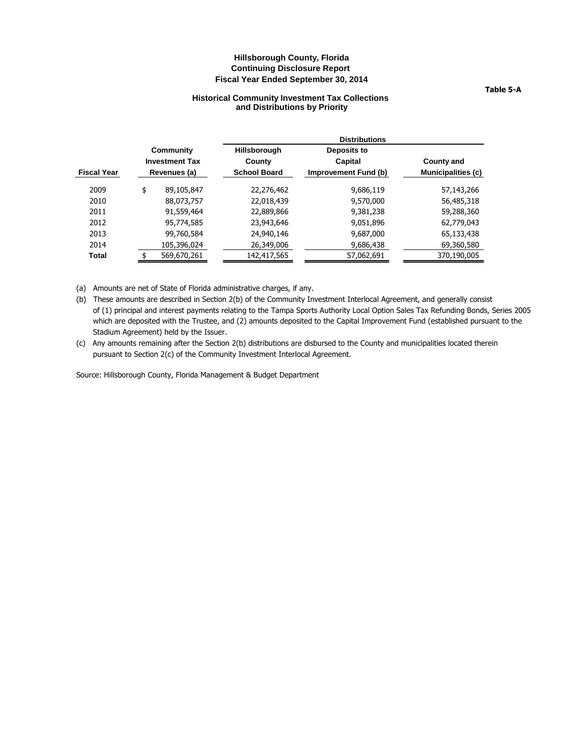# Hillsborough County, Florida
## Continuing Disclosure Report
## Fiscal Year Ended September 30, 2014

**Table 5-A**

### Historical Community Investment Tax Collections and Distributions by Priority

| Fiscal Year | Community Investment Tax Revenues (a) | Distributions | | |
|---|---|---|---|---|
| | | Hillsborough County School Board | Deposits to Capital Improvement Fund (b) | County and Municipalities (c) |
| 2009 | $ 89,105,847 | 22,276,462 | 9,686,119 | 57,143,266 |
| 2010 | 88,073,757 | 22,018,439 | 9,570,000 | 56,485,318 |
| 2011 | 91,559,464 | 22,889,866 | 9,381,238 | 59,288,360 |
| 2012 | 95,774,585 | 23,943,646 | 9,051,896 | 62,779,043 |
| 2013 | 99,760,584 | 24,940,146 | 9,687,000 | 65,133,438 |
| 2014 | 105,396,024 | 26,349,006 | 9,686,438 | 69,360,580 |
| **Total** | $ 569,670,261 | 142,417,565 | 57,062,691 | 370,190,005 |

(a) Amounts are net of State of Florida administrative charges, if any.

(b) These amounts are described in Section 2(b) of the Community Investment Interlocal Agreement, and generally consist of (1) principal and interest payments relating to the Tampa Sports Authority Local Option Sales Tax Refunding Bonds, Series 2005 which are deposited with the Trustee, and (2) amounts deposited to the Capital Improvement Fund (established pursuant to the Stadium Agreement) held by the Issuer.

(c) Any amounts remaining after the Section 2(b) distributions are disbursed to the County and municipalities located therein pursuant to Section 2(c) of the Community Investment Interlocal Agreement.

Source: Hillsborough County, Florida Management & Budget Department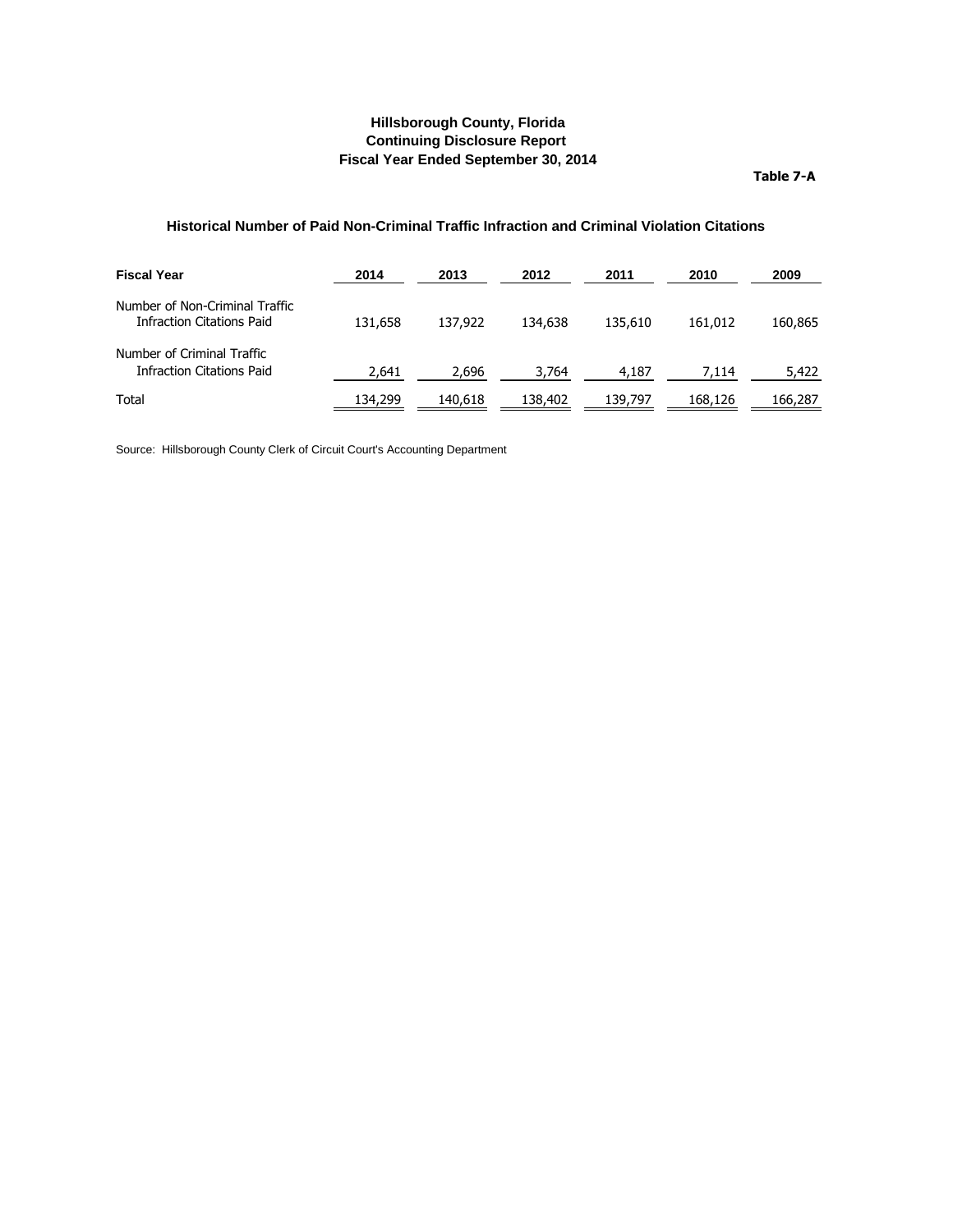**Hillsborough County, Florida**
**Continuing Disclosure Report**
**Fiscal Year Ended September 30, 2014**

**Table 7-A**

### Historical Number of Paid Non-Criminal Traffic Infraction and Criminal Violation Citations

| Fiscal Year | 2014 | 2013 | 2012 | 2011 | 2010 | 2009 |
|---|---|---|---|---|---|---|
| Number of Non-Criminal Traffic Infraction Citations Paid | 131,658 | 137,922 | 134,638 | 135,610 | 161,012 | 160,865 |
| Number of Criminal Traffic Infraction Citations Paid | 2,641 | 2,696 | 3,764 | 4,187 | 7,114 | 5,422 |
| Total | 134,299 | 140,618 | 138,402 | 139,797 | 168,126 | 166,287 |

Source: Hillsborough County Clerk of Circuit Court's Accounting Department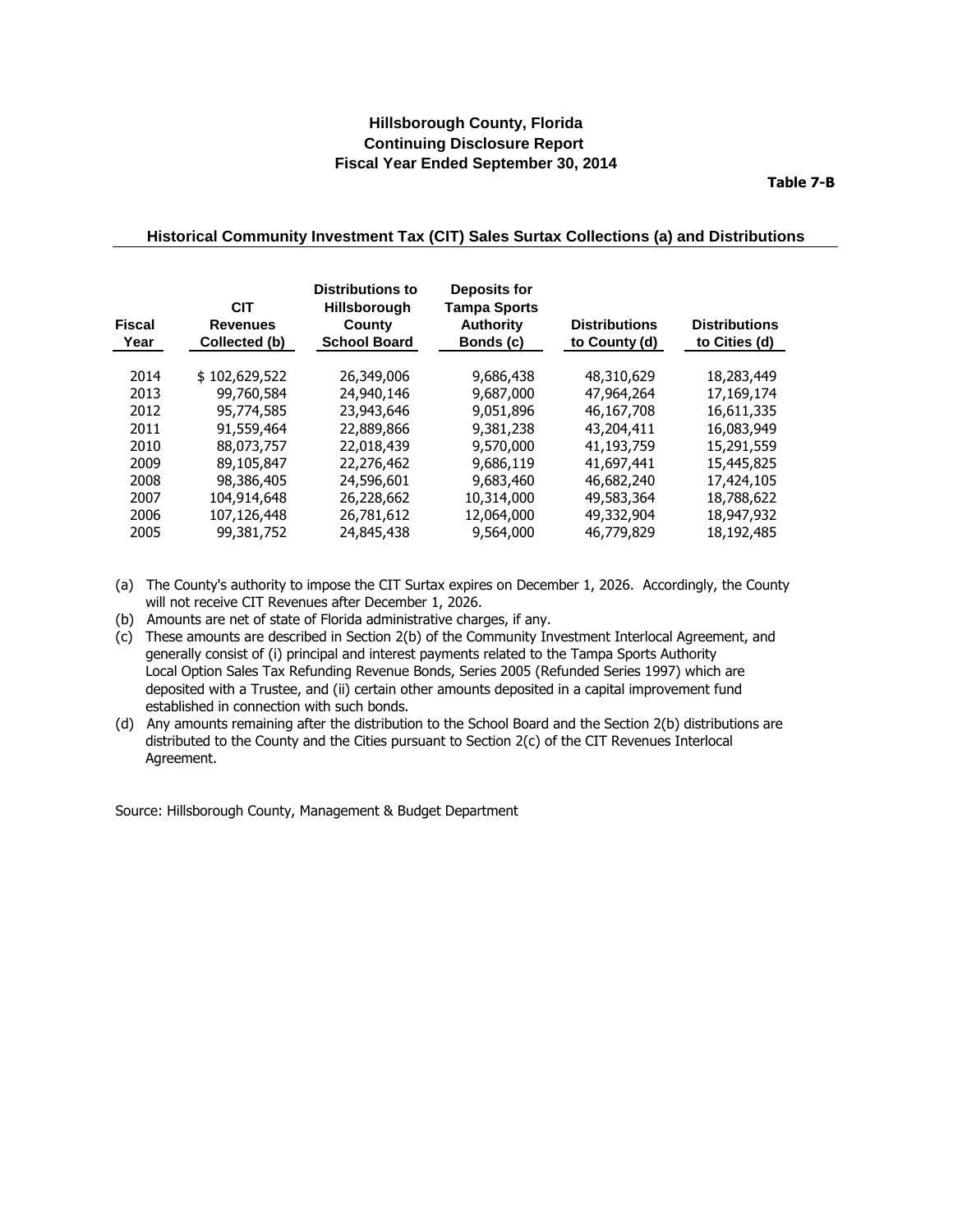**Hillsborough County, Florida**
**Continuing Disclosure Report**
**Fiscal Year Ended September 30, 2014**

**Table 7-B**

### Historical Community Investment Tax (CIT) Sales Surtax Collections (a) and Distributions

| Fiscal Year | CIT Revenues Collected (b) | Distributions to Hillsborough County School Board | Deposits for Tampa Sports Authority Bonds (c) | Distributions to County (d) | Distributions to Cities (d) |
|---|---|---|---|---|---|
| 2014 | $ 102,629,522 | 26,349,006 | 9,686,438 | 48,310,629 | 18,283,449 |
| 2013 | 99,760,584 | 24,940,146 | 9,687,000 | 47,964,264 | 17,169,174 |
| 2012 | 95,774,585 | 23,943,646 | 9,051,896 | 46,167,708 | 16,611,335 |
| 2011 | 91,559,464 | 22,889,866 | 9,381,238 | 43,204,411 | 16,083,949 |
| 2010 | 88,073,757 | 22,018,439 | 9,570,000 | 41,193,759 | 15,291,559 |
| 2009 | 89,105,847 | 22,276,462 | 9,686,119 | 41,697,441 | 15,445,825 |
| 2008 | 98,386,405 | 24,596,601 | 9,683,460 | 46,682,240 | 17,424,105 |
| 2007 | 104,914,648 | 26,228,662 | 10,314,000 | 49,583,364 | 18,788,622 |
| 2006 | 107,126,448 | 26,781,612 | 12,064,000 | 49,332,904 | 18,947,932 |
| 2005 | 99,381,752 | 24,845,438 | 9,564,000 | 46,779,829 | 18,192,485 |

(a) The County's authority to impose the CIT Surtax expires on December 1, 2026. Accordingly, the County will not receive CIT Revenues after December 1, 2026.

(b) Amounts are net of state of Florida administrative charges, if any.

(c) These amounts are described in Section 2(b) of the Community Investment Interlocal Agreement, and generally consist of (i) principal and interest payments related to the Tampa Sports Authority Local Option Sales Tax Refunding Revenue Bonds, Series 2005 (Refunded Series 1997) which are deposited with a Trustee, and (ii) certain other amounts deposited in a capital improvement fund established in connection with such bonds.

(d) Any amounts remaining after the distribution to the School Board and the Section 2(b) distributions are distributed to the County and the Cities pursuant to Section 2(c) of the CIT Revenues Interlocal Agreement.

Source: Hillsborough County, Management & Budget Department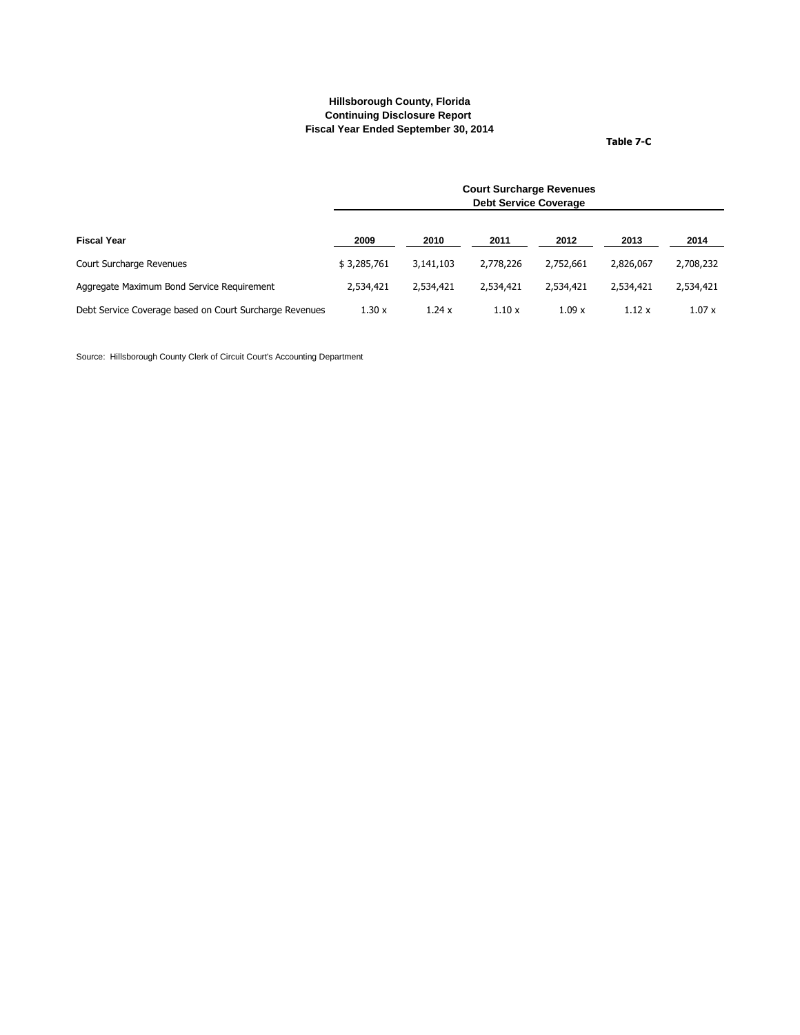**Hillsborough County, Florida**
**Continuing Disclosure Report**
**Fiscal Year Ended September 30, 2014**

**Table 7-C**

| | Court Surcharge Revenues Debt Service Coverage | | | | | |
|---|---|---|---|---|---|---|
| **Fiscal Year** | **2009** | **2010** | **2011** | **2012** | **2013** | **2014** |
| Court Surcharge Revenues | $ 3,285,761 | 3,141,103 | 2,778,226 | 2,752,661 | 2,826,067 | 2,708,232 |
| Aggregate Maximum Bond Service Requirement | 2,534,421 | 2,534,421 | 2,534,421 | 2,534,421 | 2,534,421 | 2,534,421 |
| Debt Service Coverage based on Court Surcharge Revenues | 1.30 x | 1.24 x | 1.10 x | 1.09 x | 1.12 x | 1.07 x |

Source: Hillsborough County Clerk of Circuit Court's Accounting Department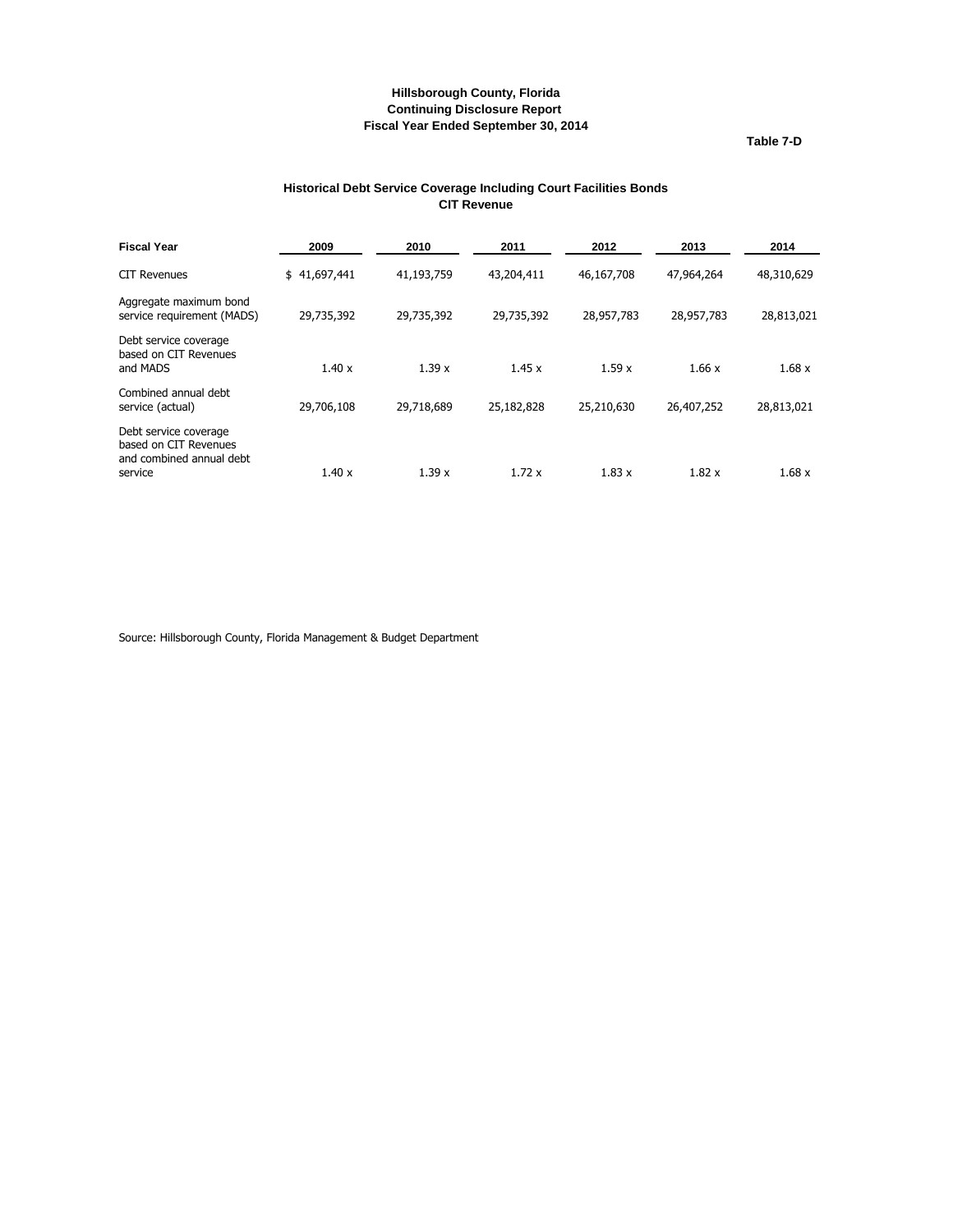**Hillsborough County, Florida**
**Continuing Disclosure Report**
**Fiscal Year Ended September 30, 2014**

**Table 7-D**

## Historical Debt Service Coverage Including Court Facilities Bonds
### CIT Revenue

| Fiscal Year | 2009 | 2010 | 2011 | 2012 | 2013 | 2014 |
|---|---|---|---|---|---|---|
| CIT Revenues | $ 41,697,441 | 41,193,759 | 43,204,411 | 46,167,708 | 47,964,264 | 48,310,629 |
| Aggregate maximum bond service requirement (MADS) | 29,735,392 | 29,735,392 | 29,735,392 | 28,957,783 | 28,957,783 | 28,813,021 |
| Debt service coverage based on CIT Revenues and MADS | 1.40 x | 1.39 x | 1.45 x | 1.59 x | 1.66 x | 1.68 x |
| Combined annual debt service (actual) | 29,706,108 | 29,718,689 | 25,182,828 | 25,210,630 | 26,407,252 | 28,813,021 |
| Debt service coverage based on CIT Revenues and combined annual debt service | 1.40 x | 1.39 x | 1.72 x | 1.83 x | 1.82 x | 1.68 x |

Source: Hillsborough County, Florida Management & Budget Department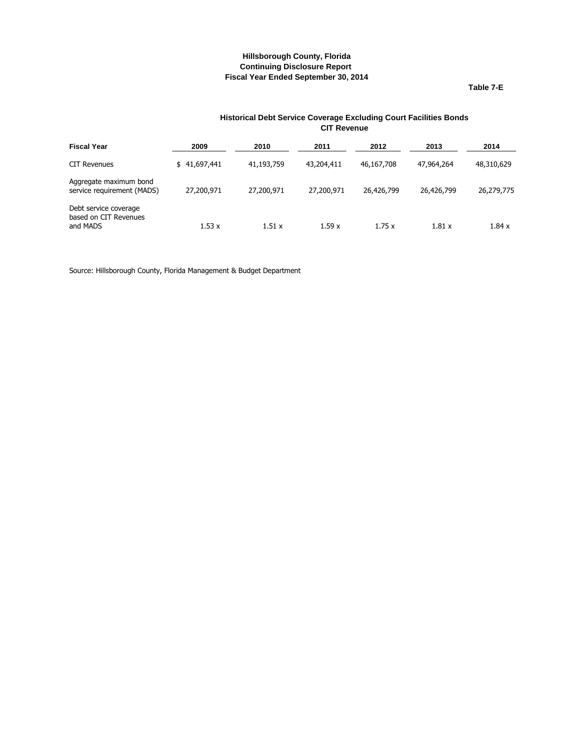**Hillsborough County, Florida**
**Continuing Disclosure Report**
**Fiscal Year Ended September 30, 2014**

**Table 7-E**

### Historical Debt Service Coverage Excluding Court Facilities Bonds
### CIT Revenue

| Fiscal Year | 2009 | 2010 | 2011 | 2012 | 2013 | 2014 |
|---|---|---|---|---|---|---|
| CIT Revenues | $ 41,697,441 | 41,193,759 | 43,204,411 | 46,167,708 | 47,964,264 | 48,310,629 |
| Aggregate maximum bond service requirement (MADS) | 27,200,971 | 27,200,971 | 27,200,971 | 26,426,799 | 26,426,799 | 26,279,775 |
| Debt service coverage based on CIT Revenues and MADS | 1.53 x | 1.51 x | 1.59 x | 1.75 x | 1.81 x | 1.84 x |

Source: Hillsborough County, Florida Management & Budget Department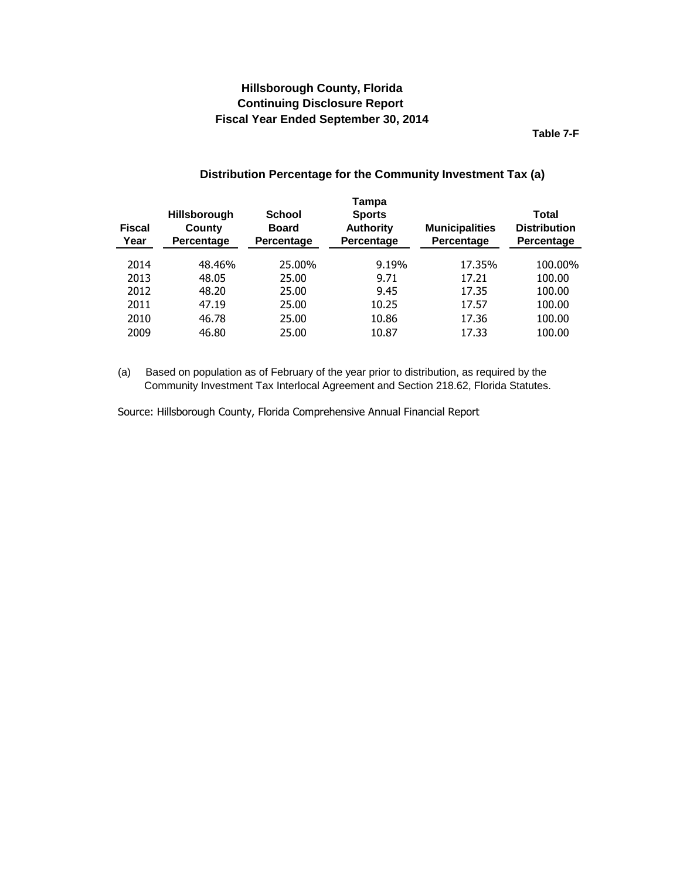# Hillsborough County, Florida
## Continuing Disclosure Report
## Fiscal Year Ended September 30, 2014

**Table 7-F**

### Distribution Percentage for the Community Investment Tax (a)

| Fiscal Year | Hillsborough County Percentage | School Board Percentage | Tampa Sports Authority Percentage | Municipalities Percentage | Total Distribution Percentage |
|---|---|---|---|---|---|
| 2014 | 48.46% | 25.00% | 9.19% | 17.35% | 100.00% |
| 2013 | 48.05 | 25.00 | 9.71 | 17.21 | 100.00 |
| 2012 | 48.20 | 25.00 | 9.45 | 17.35 | 100.00 |
| 2011 | 47.19 | 25.00 | 10.25 | 17.57 | 100.00 |
| 2010 | 46.78 | 25.00 | 10.86 | 17.36 | 100.00 |
| 2009 | 46.80 | 25.00 | 10.87 | 17.33 | 100.00 |

(a) Based on population as of February of the year prior to distribution, as required by the Community Investment Tax Interlocal Agreement and Section 218.62, Florida Statutes.

Source: Hillsborough County, Florida Comprehensive Annual Financial Report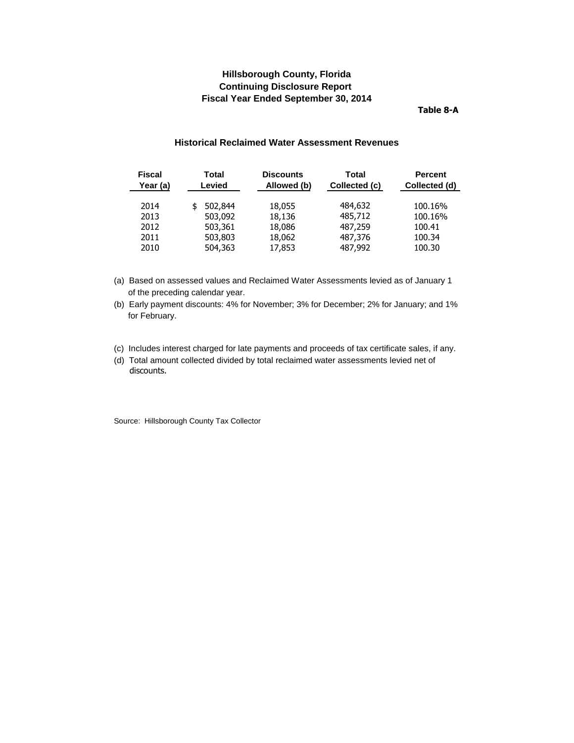**Hillsborough County, Florida**
**Continuing Disclosure Report**
**Fiscal Year Ended September 30, 2014**

**Table 8-A**

### Historical Reclaimed Water Assessment Revenues

| Fiscal Year (a) | Total Levied | Discounts Allowed (b) | Total Collected (c) | Percent Collected (d) |
|---|---|---|---|---|
| 2014 | $ 502,844 | 18,055 | 484,632 | 100.16% |
| 2013 | 503,092 | 18,136 | 485,712 | 100.16% |
| 2012 | 503,361 | 18,086 | 487,259 | 100.41 |
| 2011 | 503,803 | 18,062 | 487,376 | 100.34 |
| 2010 | 504,363 | 17,853 | 487,992 | 100.30 |

(a) Based on assessed values and Reclaimed Water Assessments levied as of January 1 of the preceding calendar year.

(b) Early payment discounts: 4% for November; 3% for December; 2% for January; and 1% for February.

(c) Includes interest charged for late payments and proceeds of tax certificate sales, if any.

(d) Total amount collected divided by total reclaimed water assessments levied net of discounts.

Source: Hillsborough County Tax Collector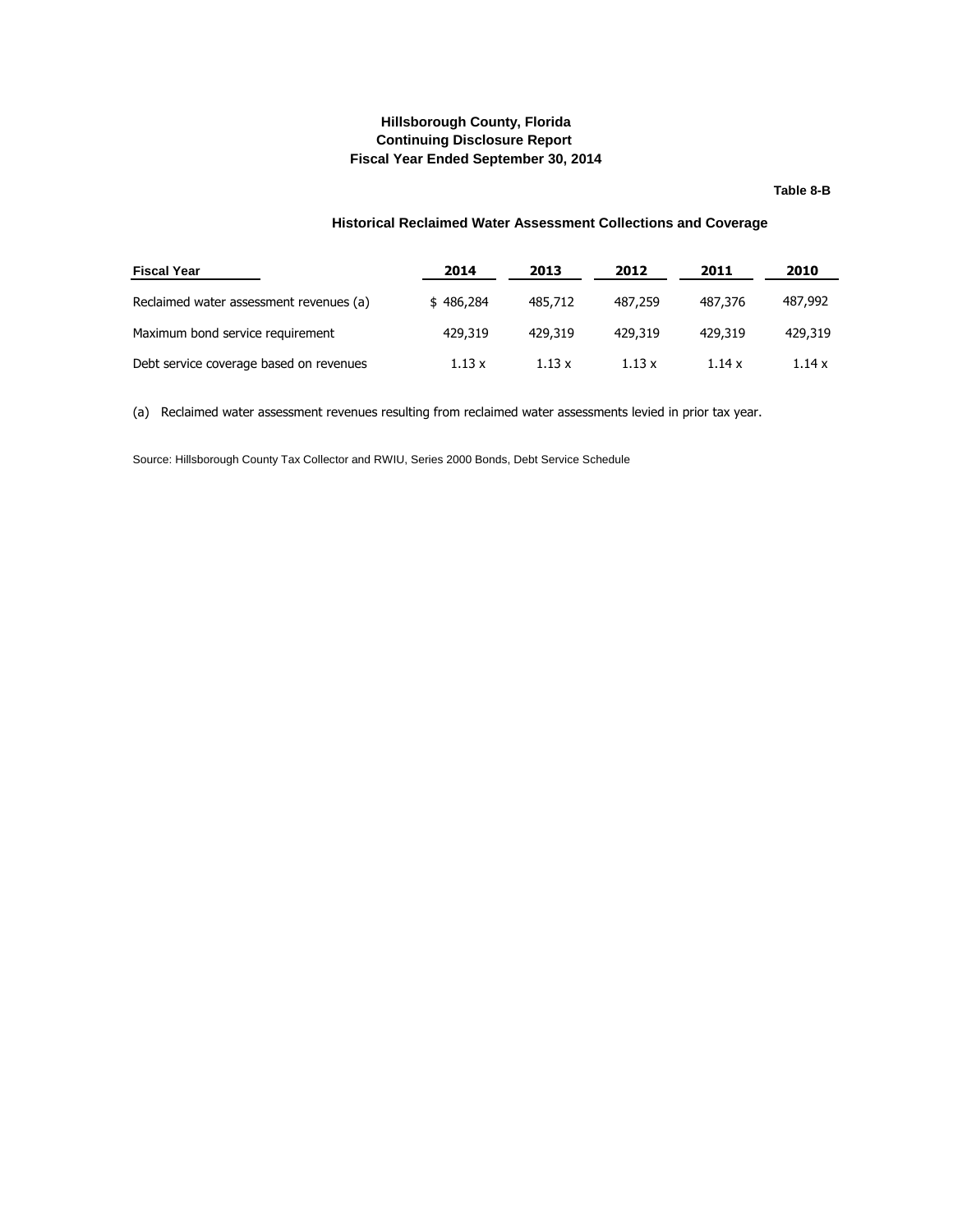**Hillsborough County, Florida**
**Continuing Disclosure Report**
**Fiscal Year Ended September 30, 2014**

**Table 8-B**

### Historical Reclaimed Water Assessment Collections and Coverage

| Fiscal Year | 2014 | 2013 | 2012 | 2011 | 2010 |
|---|---|---|---|---|---|
| Reclaimed water assessment revenues (a) | $ 486,284 | 485,712 | 487,259 | 487,376 | 487,992 |
| Maximum bond service requirement | 429,319 | 429,319 | 429,319 | 429,319 | 429,319 |
| Debt service coverage based on revenues | 1.13 x | 1.13 x | 1.13 x | 1.14 x | 1.14 x |

(a) Reclaimed water assessment revenues resulting from reclaimed water assessments levied in prior tax year.

Source: Hillsborough County Tax Collector and RWIU, Series 2000 Bonds, Debt Service Schedule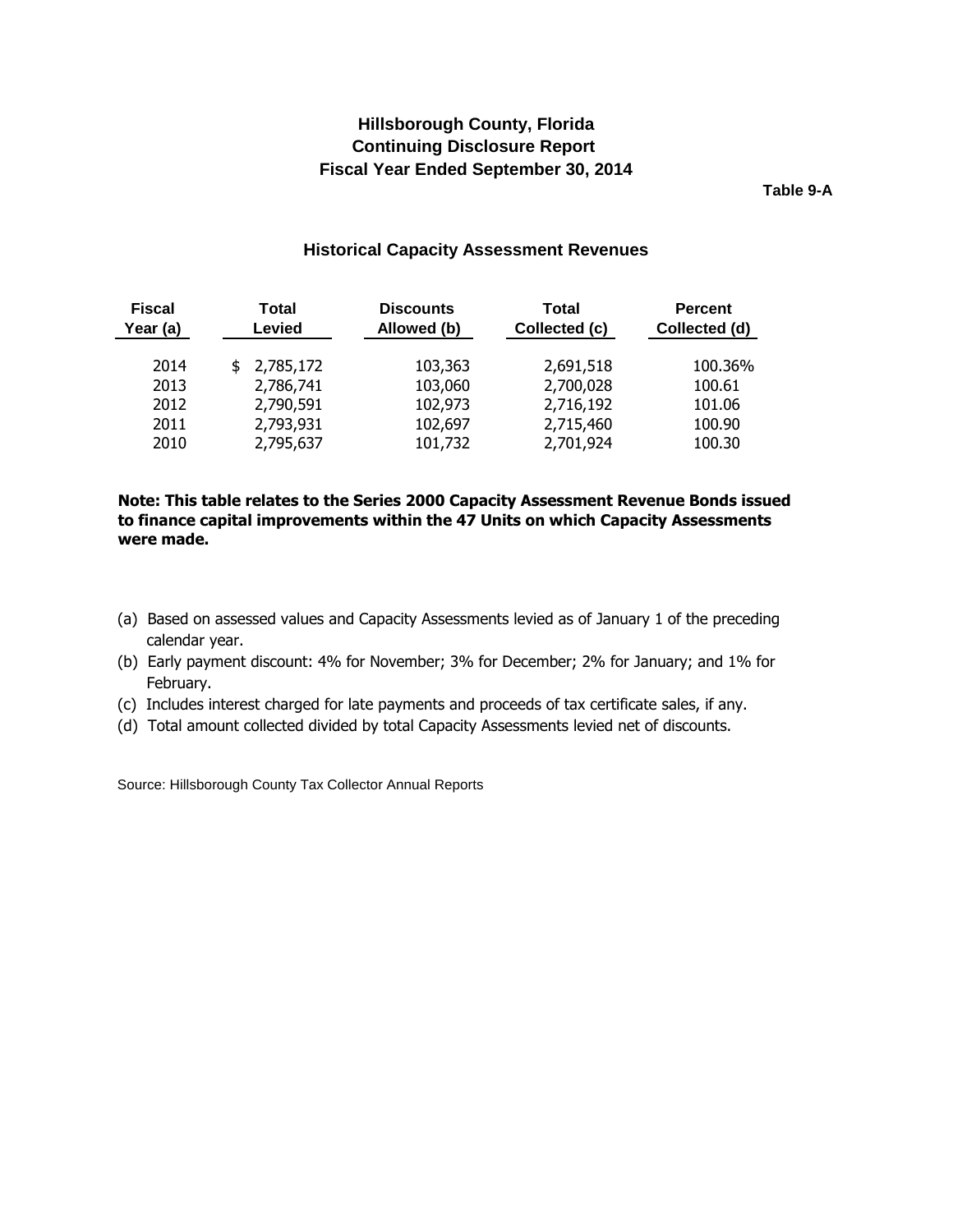# Hillsborough County, Florida
## Continuing Disclosure Report
## Fiscal Year Ended September 30, 2014

**Table 9-A**

### Historical Capacity Assessment Revenues

| Fiscal Year (a) | Total Levied | Discounts Allowed (b) | Total Collected (c) | Percent Collected (d) |
|---|---|---|---|---|
| 2014 | $ 2,785,172 | 103,363 | 2,691,518 | 100.36% |
| 2013 | 2,786,741 | 103,060 | 2,700,028 | 100.61 |
| 2012 | 2,790,591 | 102,973 | 2,716,192 | 101.06 |
| 2011 | 2,793,931 | 102,697 | 2,715,460 | 100.90 |
| 2010 | 2,795,637 | 101,732 | 2,701,924 | 100.30 |

**Note: This table relates to the Series 2000 Capacity Assessment Revenue Bonds issued to finance capital improvements within the 47 Units on which Capacity Assessments were made.**

(a) Based on assessed values and Capacity Assessments levied as of January 1 of the preceding calendar year.

(b) Early payment discount: 4% for November; 3% for December; 2% for January; and 1% for February.

(c) Includes interest charged for late payments and proceeds of tax certificate sales, if any.

(d) Total amount collected divided by total Capacity Assessments levied net of discounts.

Source: Hillsborough County Tax Collector Annual Reports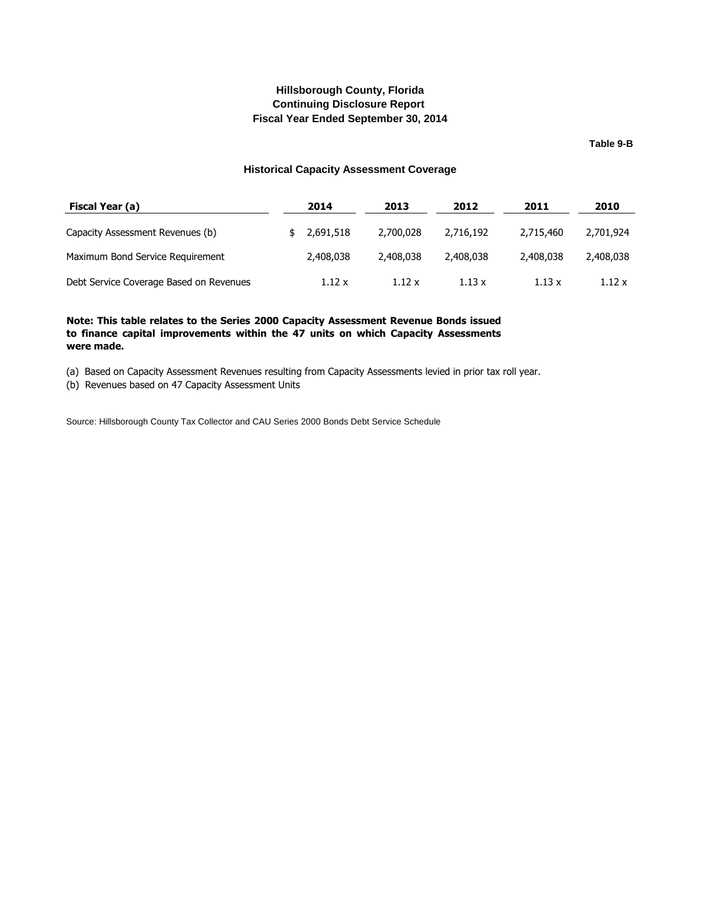# Hillsborough County, Florida
## Continuing Disclosure Report
## Fiscal Year Ended September 30, 2014

**Table 9-B**

### Historical Capacity Assessment Coverage

| Fiscal Year (a) | 2014 | 2013 | 2012 | 2011 | 2010 |
|---|---|---|---|---|---|
| Capacity Assessment Revenues (b) | $ 2,691,518 | 2,700,028 | 2,716,192 | 2,715,460 | 2,701,924 |
| Maximum Bond Service Requirement | 2,408,038 | 2,408,038 | 2,408,038 | 2,408,038 | 2,408,038 |
| Debt Service Coverage Based on Revenues | 1.12 x | 1.12 x | 1.13 x | 1.13 x | 1.12 x |

**Note: This table relates to the Series 2000 Capacity Assessment Revenue Bonds issued to finance capital improvements within the 47 units on which Capacity Assessments were made.**

(a) Based on Capacity Assessment Revenues resulting from Capacity Assessments levied in prior tax roll year.
(b) Revenues based on 47 Capacity Assessment Units

Source: Hillsborough County Tax Collector and CAU Series 2000 Bonds Debt Service Schedule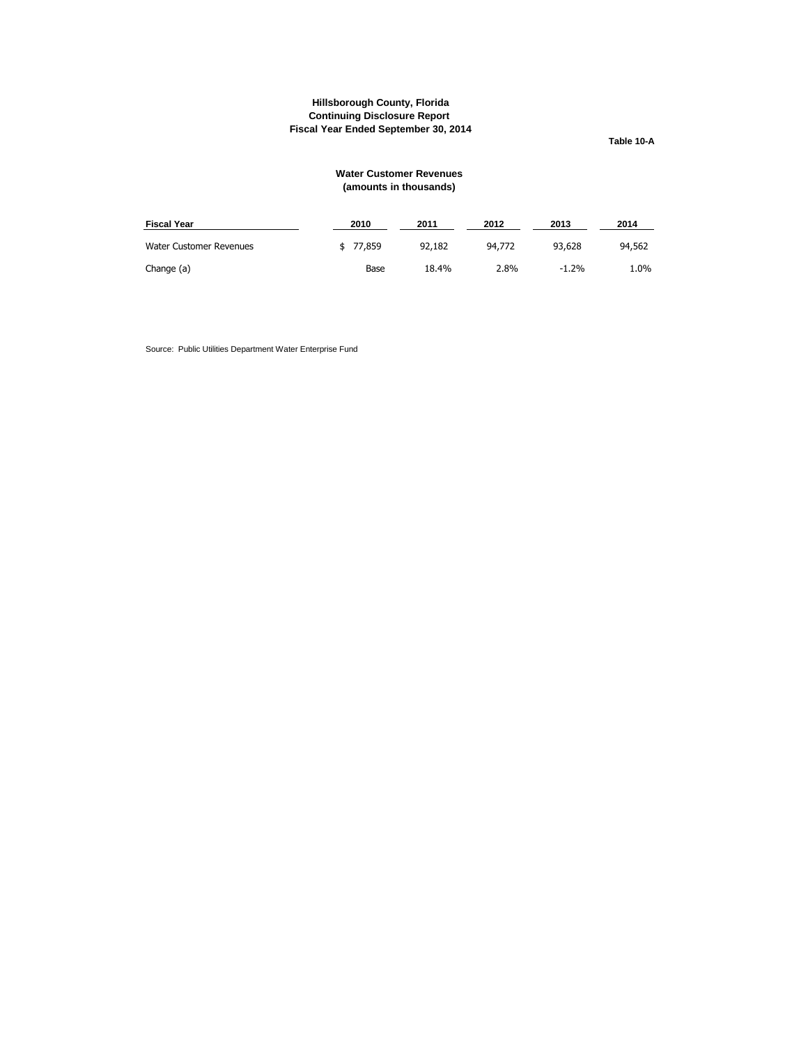**Hillsborough County, Florida**
**Continuing Disclosure Report**
**Fiscal Year Ended September 30, 2014**

**Table 10-A**

**Water Customer Revenues**
**(amounts in thousands)**

| Fiscal Year | 2010 | 2011 | 2012 | 2013 | 2014 |
|---|---|---|---|---|---|
| Water Customer Revenues | $ 77,859 | 92,182 | 94,772 | 93,628 | 94,562 |
| Change (a) | Base | 18.4% | 2.8% | -1.2% | 1.0% |

Source: Public Utilities Department Water Enterprise Fund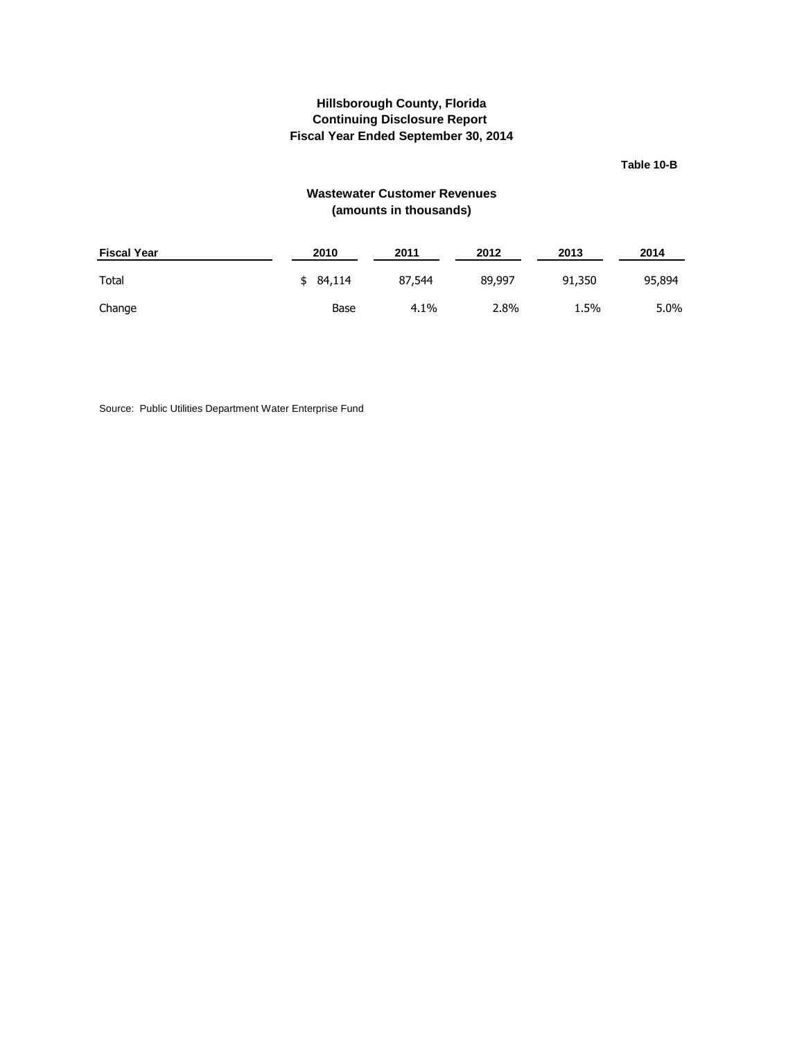**Hillsborough County, Florida**
**Continuing Disclosure Report**
**Fiscal Year Ended September 30, 2014**

**Table 10-B**

## Wastewater Customer Revenues
**(amounts in thousands)**

| Fiscal Year | 2010 | 2011 | 2012 | 2013 | 2014 |
|---|---|---|---|---|---|
| Total | $ 84,114 | 87,544 | 89,997 | 91,350 | 95,894 |
| Change | Base | 4.1% | 2.8% | 1.5% | 5.0% |

Source: Public Utilities Department Water Enterprise Fund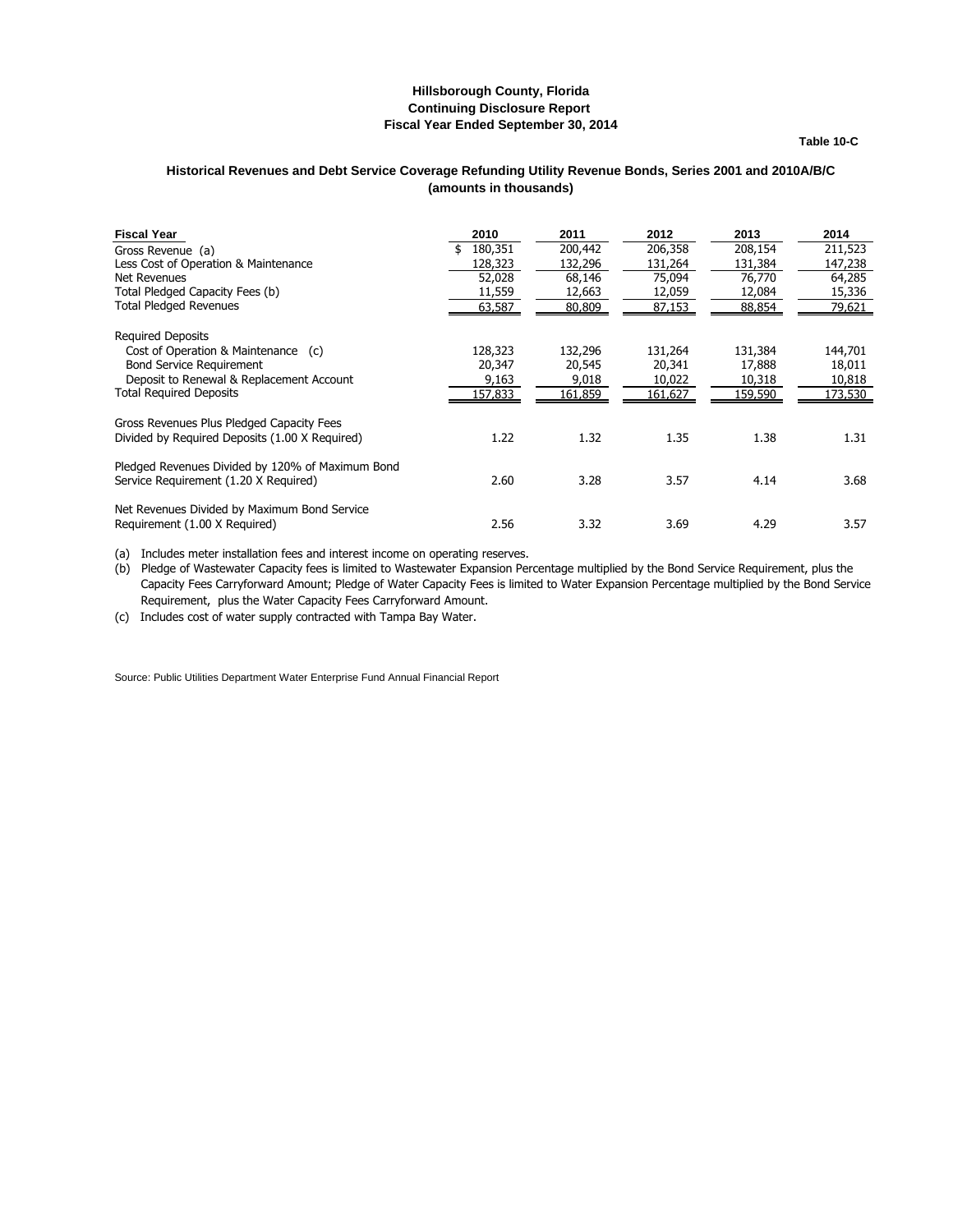**Hillsborough County, Florida**
**Continuing Disclosure Report**
**Fiscal Year Ended September 30, 2014**

**Table 10-C**

## Historical Revenues and Debt Service Coverage Refunding Utility Revenue Bonds, Series 2001 and 2010A/B/C (amounts in thousands)

| Fiscal Year | 2010 | 2011 | 2012 | 2013 | 2014 |
|---|---|---|---|---|---|
| Gross Revenue (a) | $ 180,351 | 200,442 | 206,358 | 208,154 | 211,523 |
| Less Cost of Operation & Maintenance | 128,323 | 132,296 | 131,264 | 131,384 | 147,238 |
| Net Revenues | 52,028 | 68,146 | 75,094 | 76,770 | 64,285 |
| Total Pledged Capacity Fees (b) | 11,559 | 12,663 | 12,059 | 12,084 | 15,336 |
| Total Pledged Revenues | 63,587 | 80,809 | 87,153 | 88,854 | 79,621 |
| Required Deposits | | | | | |
| Cost of Operation & Maintenance (c) | 128,323 | 132,296 | 131,264 | 131,384 | 144,701 |
| Bond Service Requirement | 20,347 | 20,545 | 20,341 | 17,888 | 18,011 |
| Deposit to Renewal & Replacement Account | 9,163 | 9,018 | 10,022 | 10,318 | 10,818 |
| Total Required Deposits | 157,833 | 161,859 | 161,627 | 159,590 | 173,530 |
| Gross Revenues Plus Pledged Capacity Fees Divided by Required Deposits (1.00 X Required) | 1.22 | 1.32 | 1.35 | 1.38 | 1.31 |
| Pledged Revenues Divided by 120% of Maximum Bond Service Requirement (1.20 X Required) | 2.60 | 3.28 | 3.57 | 4.14 | 3.68 |
| Net Revenues Divided by Maximum Bond Service Requirement (1.00 X Required) | 2.56 | 3.32 | 3.69 | 4.29 | 3.57 |

(a) Includes meter installation fees and interest income on operating reserves.

(b) Pledge of Wastewater Capacity fees is limited to Wastewater Expansion Percentage multiplied by the Bond Service Requirement, plus the Capacity Fees Carryforward Amount; Pledge of Water Capacity Fees is limited to Water Expansion Percentage multiplied by the Bond Service Requirement, plus the Water Capacity Fees Carryforward Amount.

(c) Includes cost of water supply contracted with Tampa Bay Water.

Source: Public Utilities Department Water Enterprise Fund Annual Financial Report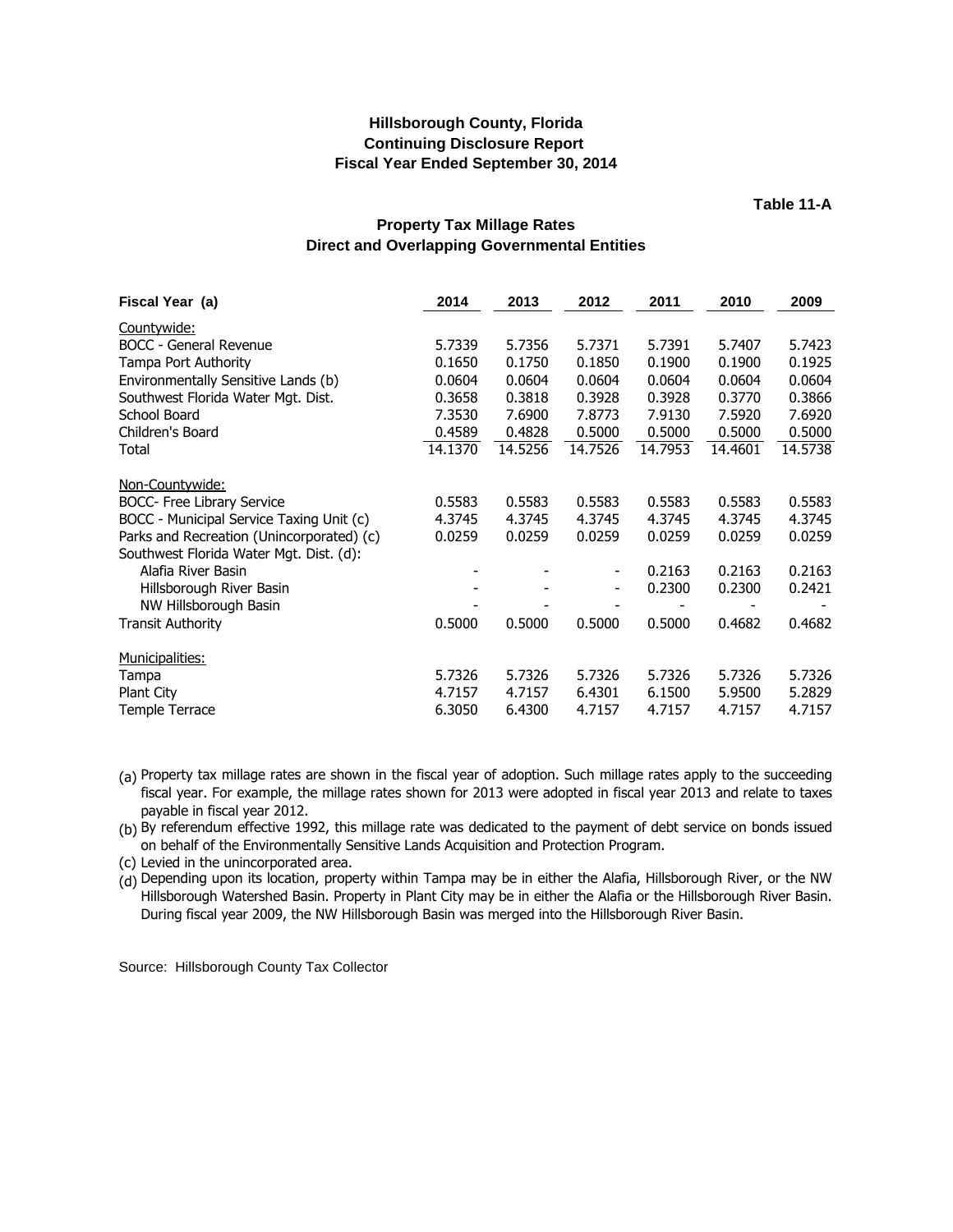**Hillsborough County, Florida**
**Continuing Disclosure Report**
**Fiscal Year Ended September 30, 2014**

**Table 11-A**

## Property Tax Millage Rates
## Direct and Overlapping Governmental Entities

| Fiscal Year (a) | 2014 | 2013 | 2012 | 2011 | 2010 | 2009 |
|---|---|---|---|---|---|---|
| Countywide: | | | | | | |
| BOCC - General Revenue | 5.7339 | 5.7356 | 5.7371 | 5.7391 | 5.7407 | 5.7423 |
| Tampa Port Authority | 0.1650 | 0.1750 | 0.1850 | 0.1900 | 0.1900 | 0.1925 |
| Environmentally Sensitive Lands (b) | 0.0604 | 0.0604 | 0.0604 | 0.0604 | 0.0604 | 0.0604 |
| Southwest Florida Water Mgt. Dist. | 0.3658 | 0.3818 | 0.3928 | 0.3928 | 0.3770 | 0.3866 |
| School Board | 7.3530 | 7.6900 | 7.8773 | 7.9130 | 7.5920 | 7.6920 |
| Children's Board | 0.4589 | 0.4828 | 0.5000 | 0.5000 | 0.5000 | 0.5000 |
| Total | 14.1370 | 14.5256 | 14.7526 | 14.7953 | 14.4601 | 14.5738 |
| Non-Countywide: | | | | | | |
| BOCC- Free Library Service | 0.5583 | 0.5583 | 0.5583 | 0.5583 | 0.5583 | 0.5583 |
| BOCC - Municipal Service Taxing Unit (c) | 4.3745 | 4.3745 | 4.3745 | 4.3745 | 4.3745 | 4.3745 |
| Parks and Recreation (Unincorporated) (c) | 0.0259 | 0.0259 | 0.0259 | 0.0259 | 0.0259 | 0.0259 |
| Southwest Florida Water Mgt. Dist. (d): | | | | | | |
| Alafia River Basin | - | - | - | 0.2163 | 0.2163 | 0.2163 |
| Hillsborough River Basin | - | - | - | 0.2300 | 0.2300 | 0.2421 |
| NW Hillsborough Basin | - | - | - | - | - | - |
| Transit Authority | 0.5000 | 0.5000 | 0.5000 | 0.5000 | 0.4682 | 0.4682 |
| Municipalities: | | | | | | |
| Tampa | 5.7326 | 5.7326 | 5.7326 | 5.7326 | 5.7326 | 5.7326 |
| Plant City | 4.7157 | 4.7157 | 6.4301 | 6.1500 | 5.9500 | 5.2829 |
| Temple Terrace | 6.3050 | 6.4300 | 4.7157 | 4.7157 | 4.7157 | 4.7157 |

(a) Property tax millage rates are shown in the fiscal year of adoption. Such millage rates apply to the succeeding fiscal year. For example, the millage rates shown for 2013 were adopted in fiscal year 2013 and relate to taxes payable in fiscal year 2012.

(b) By referendum effective 1992, this millage rate was dedicated to the payment of debt service on bonds issued on behalf of the Environmentally Sensitive Lands Acquisition and Protection Program.

(c) Levied in the unincorporated area.

(d) Depending upon its location, property within Tampa may be in either the Alafia, Hillsborough River, or the NW Hillsborough Watershed Basin. Property in Plant City may be in either the Alafia or the Hillsborough River Basin. During fiscal year 2009, the NW Hillsborough Basin was merged into the Hillsborough River Basin.

Source: Hillsborough County Tax Collector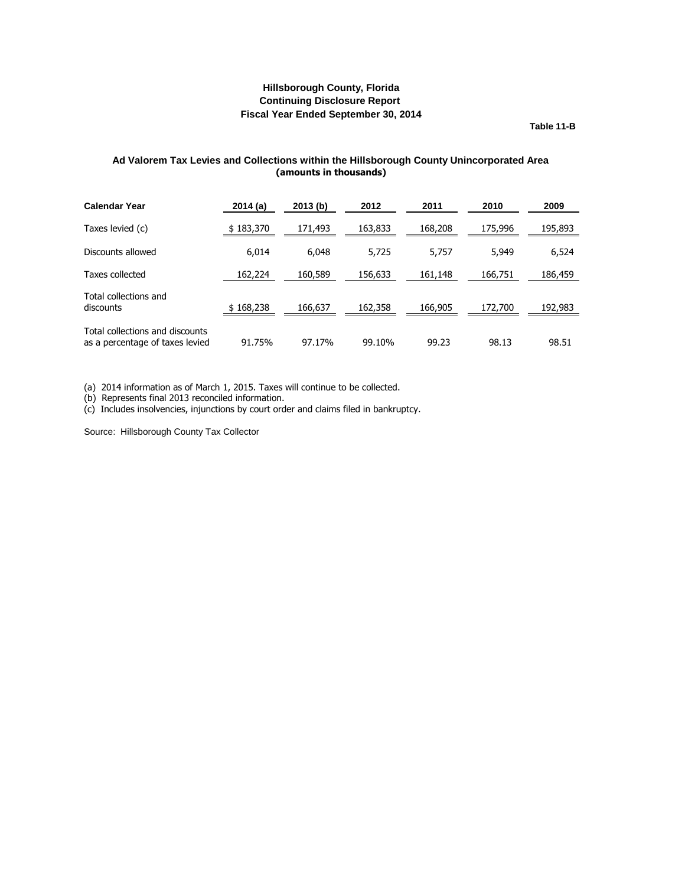**Hillsborough County, Florida**
**Continuing Disclosure Report**
**Fiscal Year Ended September 30, 2014**

**Table 11-B**

### Ad Valorem Tax Levies and Collections within the Hillsborough County Unincorporated Area
**(amounts in thousands)**

| Calendar Year | 2014 (a) | 2013 (b) | 2012 | 2011 | 2010 | 2009 |
|---|---|---|---|---|---|---|
| Taxes levied (c) | $ 183,370 | 171,493 | 163,833 | 168,208 | 175,996 | 195,893 |
| Discounts allowed | 6,014 | 6,048 | 5,725 | 5,757 | 5,949 | 6,524 |
| Taxes collected | 162,224 | 160,589 | 156,633 | 161,148 | 166,751 | 186,459 |
| Total collections and discounts | $ 168,238 | 166,637 | 162,358 | 166,905 | 172,700 | 192,983 |
| Total collections and discounts as a percentage of taxes levied | 91.75% | 97.17% | 99.10% | 99.23 | 98.13 | 98.51 |

(a) 2014 information as of March 1, 2015. Taxes will continue to be collected.
(b) Represents final 2013 reconciled information.
(c) Includes insolvencies, injunctions by court order and claims filed in bankruptcy.

Source: Hillsborough County Tax Collector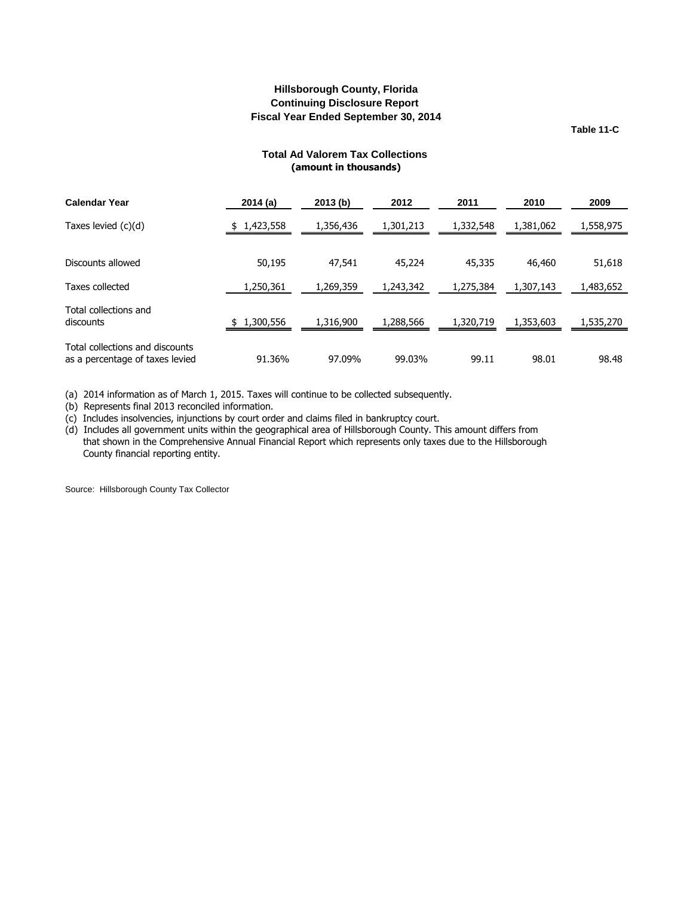# Hillsborough County, Florida
## Continuing Disclosure Report
## Fiscal Year Ended September 30, 2014

**Table 11-C**

### Total Ad Valorem Tax Collections
**(amount in thousands)**

| Calendar Year | 2014 (a) | 2013 (b) | 2012 | 2011 | 2010 | 2009 |
|---|---|---|---|---|---|---|
| Taxes levied (c)(d) | $ 1,423,558 | 1,356,436 | 1,301,213 | 1,332,548 | 1,381,062 | 1,558,975 |
| Discounts allowed | 50,195 | 47,541 | 45,224 | 45,335 | 46,460 | 51,618 |
| Taxes collected | 1,250,361 | 1,269,359 | 1,243,342 | 1,275,384 | 1,307,143 | 1,483,652 |
| Total collections and discounts | $ 1,300,556 | 1,316,900 | 1,288,566 | 1,320,719 | 1,353,603 | 1,535,270 |
| Total collections and discounts as a percentage of taxes levied | 91.36% | 97.09% | 99.03% | 99.11 | 98.01 | 98.48 |

(a) 2014 information as of March 1, 2015. Taxes will continue to be collected subsequently.
(b) Represents final 2013 reconciled information.
(c) Includes insolvencies, injunctions by court order and claims filed in bankruptcy court.
(d) Includes all government units within the geographical area of Hillsborough County. This amount differs from that shown in the Comprehensive Annual Financial Report which represents only taxes due to the Hillsborough County financial reporting entity.

Source: Hillsborough County Tax Collector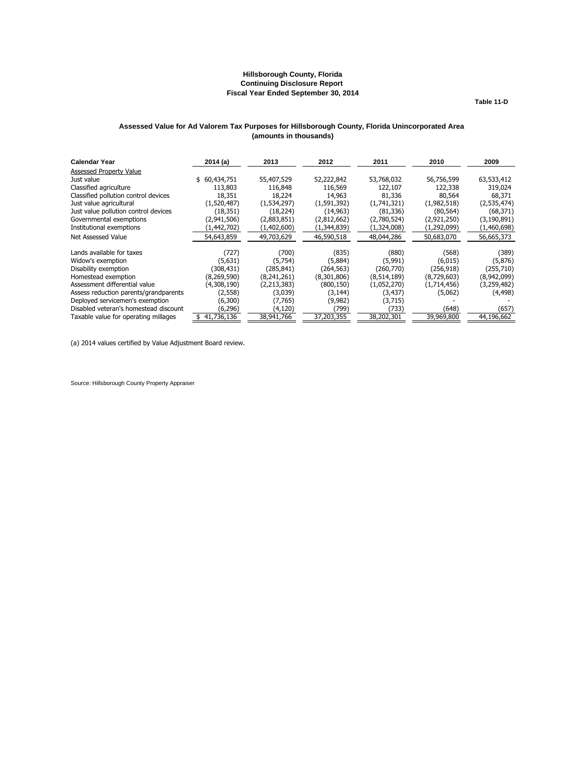**Hillsborough County, Florida**
**Continuing Disclosure Report**
**Fiscal Year Ended September 30, 2014**

**Table 11-D**

### Assessed Value for Ad Valorem Tax Purposes for Hillsborough County, Florida Unincorporated Area (amounts in thousands)

| Calendar Year | 2014 (a) | 2013 | 2012 | 2011 | 2010 | 2009 |
|---|---|---|---|---|---|---|
| Assessed Property Value | | | | | | |
| Just value | $ 60,434,751 | 55,407,529 | 52,222,842 | 53,768,032 | 56,756,599 | 63,533,412 |
| Classified agriculture | 113,803 | 116,848 | 116,569 | 122,107 | 122,338 | 319,024 |
| Classified pollution control devices | 18,351 | 18,224 | 14,963 | 81,336 | 80,564 | 68,371 |
| Just value agricultural | (1,520,487) | (1,534,297) | (1,591,392) | (1,741,321) | (1,982,518) | (2,535,474) |
| Just value pollution control devices | (18,351) | (18,224) | (14,963) | (81,336) | (80,564) | (68,371) |
| Governmental exemptions | (2,941,506) | (2,883,851) | (2,812,662) | (2,780,524) | (2,921,250) | (3,190,891) |
| Institutional exemptions | (1,442,702) | (1,402,600) | (1,344,839) | (1,324,008) | (1,292,099) | (1,460,698) |
| Net Assessed Value | 54,643,859 | 49,703,629 | 46,590,518 | 48,044,286 | 50,683,070 | 56,665,373 |
| Lands available for taxes | (727) | (700) | (835) | (880) | (568) | (389) |
| Widow's exemption | (5,631) | (5,754) | (5,884) | (5,991) | (6,015) | (5,876) |
| Disability exemption | (308,431) | (285,841) | (264,563) | (260,770) | (256,918) | (255,710) |
| Homestead exemption | (8,269,590) | (8,241,261) | (8,301,806) | (8,514,189) | (8,729,603) | (8,942,099) |
| Assessment differential value | (4,308,190) | (2,213,383) | (800,150) | (1,052,270) | (1,714,456) | (3,259,482) |
| Assess reduction parents/grandparents | (2,558) | (3,039) | (3,144) | (3,437) | (5,062) | (4,498) |
| Deployed servicemen's exemption | (6,300) | (7,765) | (9,982) | (3,715) | - | - |
| Disabled veteran's homestead discount | (6,296) | (4,120) | (799) | (733) | (648) | (657) |
| Taxable value for operating millages | $ 41,736,136 | 38,941,766 | 37,203,355 | 38,202,301 | 39,969,800 | 44,196,662 |

(a) 2014 values certified by Value Adjustment Board review.

Source: Hillsborough County Property Appraiser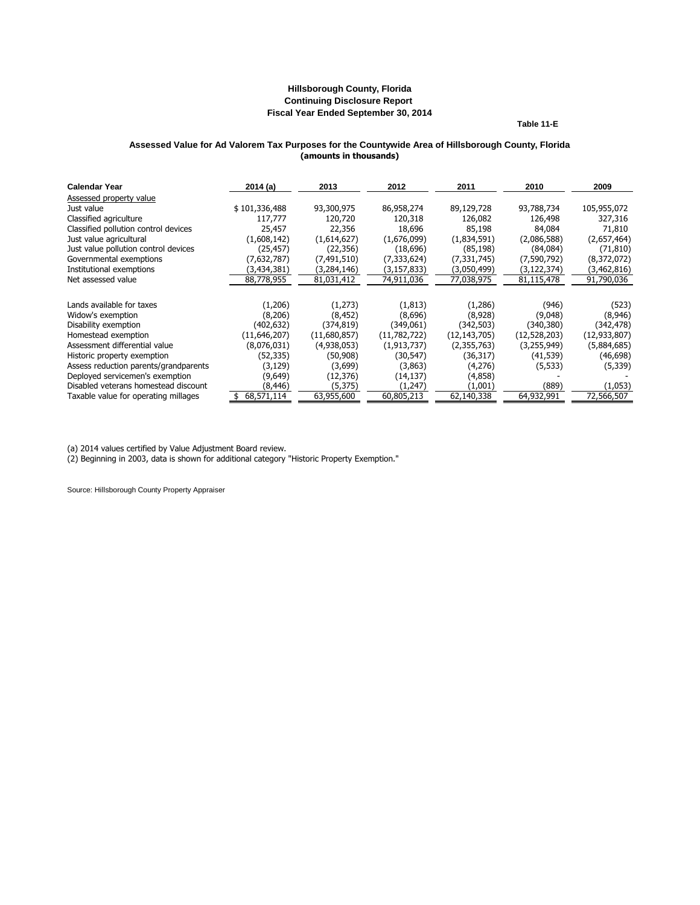**Hillsborough County, Florida**
**Continuing Disclosure Report**
**Fiscal Year Ended September 30, 2014**

**Table 11-E**

**Assessed Value for Ad Valorem Tax Purposes for the Countywide Area of Hillsborough County, Florida**
**(amounts in thousands)**

| Calendar Year | 2014 (a) | 2013 | 2012 | 2011 | 2010 | 2009 |
|---|---|---|---|---|---|---|
| Assessed property value | | | | | | |
| Just value | $ 101,336,488 | 93,300,975 | 86,958,274 | 89,129,728 | 93,788,734 | 105,955,072 |
| Classified agriculture | 117,777 | 120,720 | 120,318 | 126,082 | 126,498 | 327,316 |
| Classified pollution control devices | 25,457 | 22,356 | 18,696 | 85,198 | 84,084 | 71,810 |
| Just value agricultural | (1,608,142) | (1,614,627) | (1,676,099) | (1,834,591) | (2,086,588) | (2,657,464) |
| Just value pollution control devices | (25,457) | (22,356) | (18,696) | (85,198) | (84,084) | (71,810) |
| Governmental exemptions | (7,632,787) | (7,491,510) | (7,333,624) | (7,331,745) | (7,590,792) | (8,372,072) |
| Institutional exemptions | (3,434,381) | (3,284,146) | (3,157,833) | (3,050,499) | (3,122,374) | (3,462,816) |
| Net assessed value | 88,778,955 | 81,031,412 | 74,911,036 | 77,038,975 | 81,115,478 | 91,790,036 |
| | | | | | | |
| Lands available for taxes | (1,206) | (1,273) | (1,813) | (1,286) | (946) | (523) |
| Widow's exemption | (8,206) | (8,452) | (8,696) | (8,928) | (9,048) | (8,946) |
| Disability exemption | (402,632) | (374,819) | (349,061) | (342,503) | (340,380) | (342,478) |
| Homestead exemption | (11,646,207) | (11,680,857) | (11,782,722) | (12,143,705) | (12,528,203) | (12,933,807) |
| Assessment differential value | (8,076,031) | (4,938,053) | (1,913,737) | (2,355,763) | (3,255,949) | (5,884,685) |
| Historic property exemption | (52,335) | (50,908) | (30,547) | (36,317) | (41,539) | (46,698) |
| Assess reduction parents/grandparents | (3,129) | (3,699) | (3,863) | (4,276) | (5,533) | (5,339) |
| Deployed servicemen's exemption | (9,649) | (12,376) | (14,137) | (4,858) | - | - |
| Disabled veterans homestead discount | (8,446) | (5,375) | (1,247) | (1,001) | (889) | (1,053) |
| Taxable value for operating millages | $ 68,571,114 | 63,955,600 | 60,805,213 | 62,140,338 | 64,932,991 | 72,566,507 |

(a) 2014 values certified by Value Adjustment Board review.
(2) Beginning in 2003, data is shown for additional category "Historic Property Exemption."

Source: Hillsborough County Property Appraiser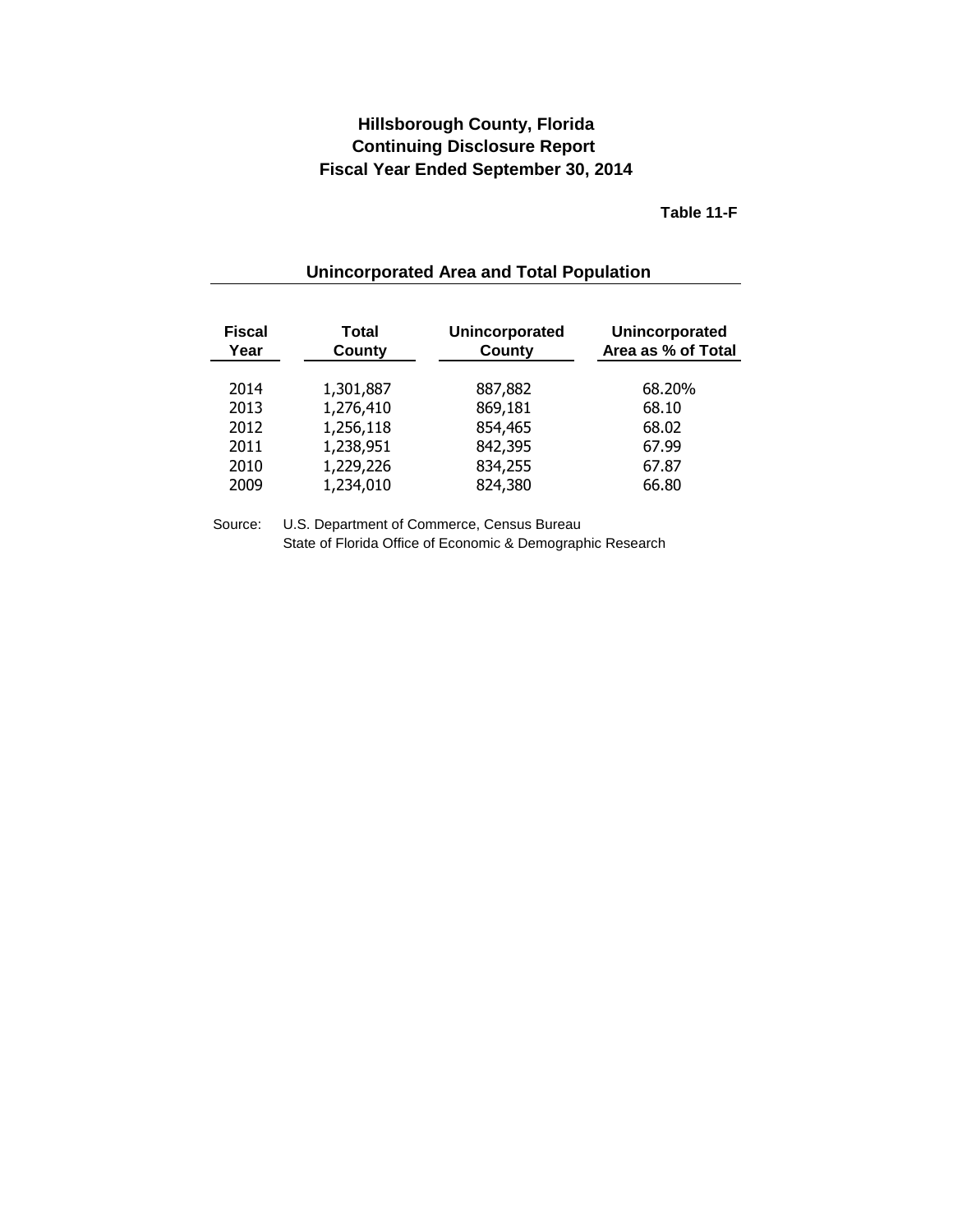# Hillsborough County, Florida
## Continuing Disclosure Report
## Fiscal Year Ended September 30, 2014

**Table 11-F**

### Unincorporated Area and Total Population

| Fiscal Year | Total County | Unincorporated County | Unincorporated Area as % of Total |
|---|---|---|---|
| 2014 | 1,301,887 | 887,882 | 68.20% |
| 2013 | 1,276,410 | 869,181 | 68.10 |
| 2012 | 1,256,118 | 854,465 | 68.02 |
| 2011 | 1,238,951 | 842,395 | 67.99 |
| 2010 | 1,229,226 | 834,255 | 67.87 |
| 2009 | 1,234,010 | 824,380 | 66.80 |

Source: U.S. Department of Commerce, Census Bureau
State of Florida Office of Economic & Demographic Research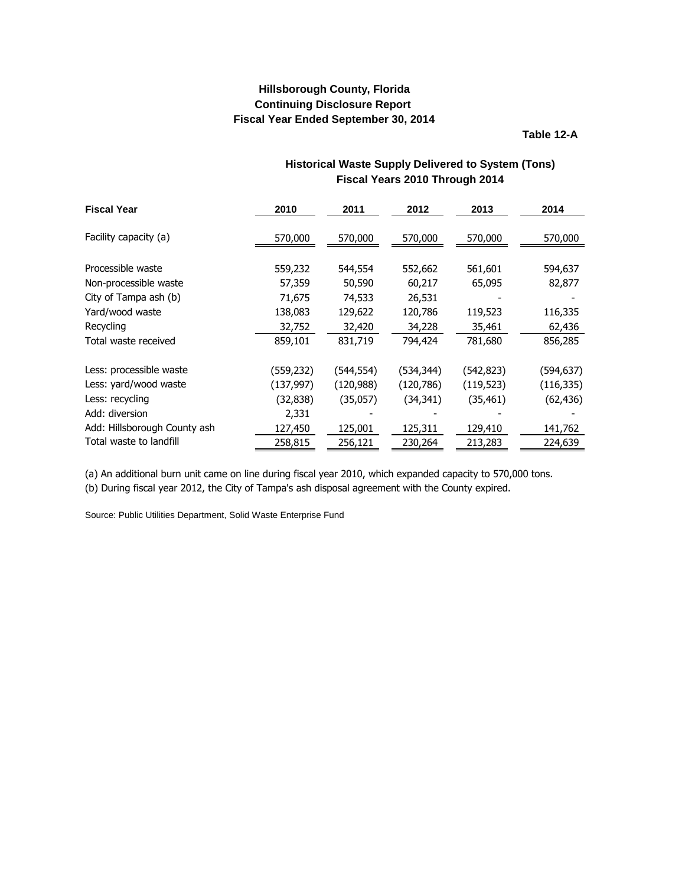**Hillsborough County, Florida**
**Continuing Disclosure Report**
**Fiscal Year Ended September 30, 2014**

**Table 12-A**

### Historical Waste Supply Delivered to System (Tons)
### Fiscal Years 2010 Through 2014

| Fiscal Year | 2010 | 2011 | 2012 | 2013 | 2014 |
|---|---|---|---|---|---|
| Facility capacity (a) | 570,000 | 570,000 | 570,000 | 570,000 | 570,000 |
| | | | | | |
| Processible waste | 559,232 | 544,554 | 552,662 | 561,601 | 594,637 |
| Non-processible waste | 57,359 | 50,590 | 60,217 | 65,095 | 82,877 |
| City of Tampa ash (b) | 71,675 | 74,533 | 26,531 | - | - |
| Yard/wood waste | 138,083 | 129,622 | 120,786 | 119,523 | 116,335 |
| Recycling | 32,752 | 32,420 | 34,228 | 35,461 | 62,436 |
| Total waste received | 859,101 | 831,719 | 794,424 | 781,680 | 856,285 |
| | | | | | |
| Less: processible waste | (559,232) | (544,554) | (534,344) | (542,823) | (594,637) |
| Less: yard/wood waste | (137,997) | (120,988) | (120,786) | (119,523) | (116,335) |
| Less: recycling | (32,838) | (35,057) | (34,341) | (35,461) | (62,436) |
| Add: diversion | 2,331 | - | - | - | - |
| Add: Hillsborough County ash | 127,450 | 125,001 | 125,311 | 129,410 | 141,762 |
| Total waste to landfill | 258,815 | 256,121 | 230,264 | 213,283 | 224,639 |

(a) An additional burn unit came on line during fiscal year 2010, which expanded capacity to 570,000 tons.

(b) During fiscal year 2012, the City of Tampa's ash disposal agreement with the County expired.

Source: Public Utilities Department, Solid Waste Enterprise Fund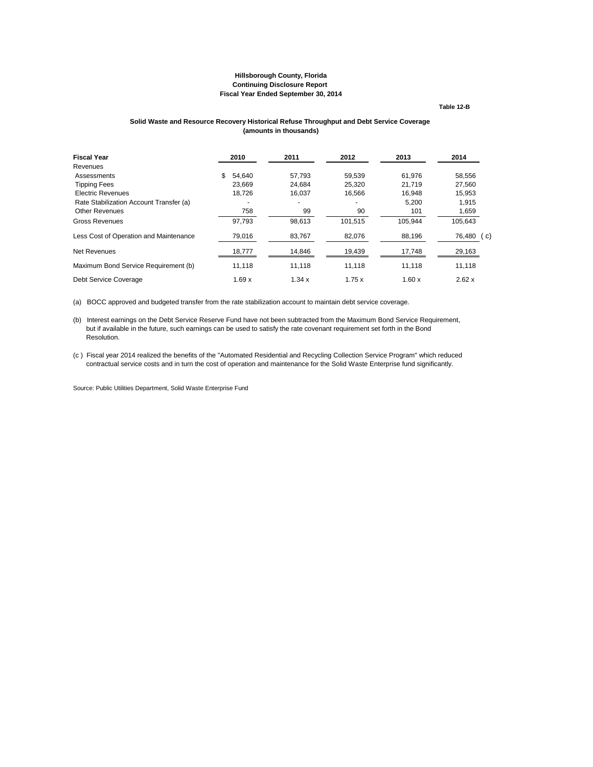**Hillsborough County, Florida**
**Continuing Disclosure Report**
**Fiscal Year Ended September 30, 2014**

**Table 12-B**

**Solid Waste and Resource Recovery Historical Refuse Throughput and Debt Service Coverage**
**(amounts in thousands)**

| **Fiscal Year** | **2010** | **2011** | **2012** | **2013** | **2014** |
|---|---|---|---|---|---|
| Revenues | | | | | |
| Assessments | $ 54,640 | 57,793 | 59,539 | 61,976 | 58,556 |
| Tipping Fees | 23,669 | 24,684 | 25,320 | 21,719 | 27,560 |
| Electric Revenues | 18,726 | 16,037 | 16,566 | 16,948 | 15,953 |
| Rate Stabilization Account Transfer (a) | - | - | - | 5,200 | 1,915 |
| Other Revenues | 758 | 99 | 90 | 101 | 1,659 |
| Gross Revenues | 97,793 | 98,613 | 101,515 | 105,944 | 105,643 |
| Less Cost of Operation and Maintenance | 79,016 | 83,767 | 82,076 | 88,196 | 76,480 (c) |
| Net Revenues | 18,777 | 14,846 | 19,439 | 17,748 | 29,163 |
| Maximum Bond Service Requirement (b) | 11,118 | 11,118 | 11,118 | 11,118 | 11,118 |
| Debt Service Coverage | 1.69 x | 1.34 x | 1.75 x | 1.60 x | 2.62 x |

(a) BOCC approved and budgeted transfer from the rate stabilization account to maintain debt service coverage.

(b) Interest earnings on the Debt Service Reserve Fund have not been subtracted from the Maximum Bond Service Requirement, but if available in the future, such earnings can be used to satisfy the rate covenant requirement set forth in the Bond Resolution.

(c ) Fiscal year 2014 realized the benefits of the "Automated Residential and Recycling Collection Service Program" which reduced contractual service costs and in turn the cost of operation and maintenance for the Solid Waste Enterprise fund significantly.

Source: Public Utilities Department, Solid Waste Enterprise Fund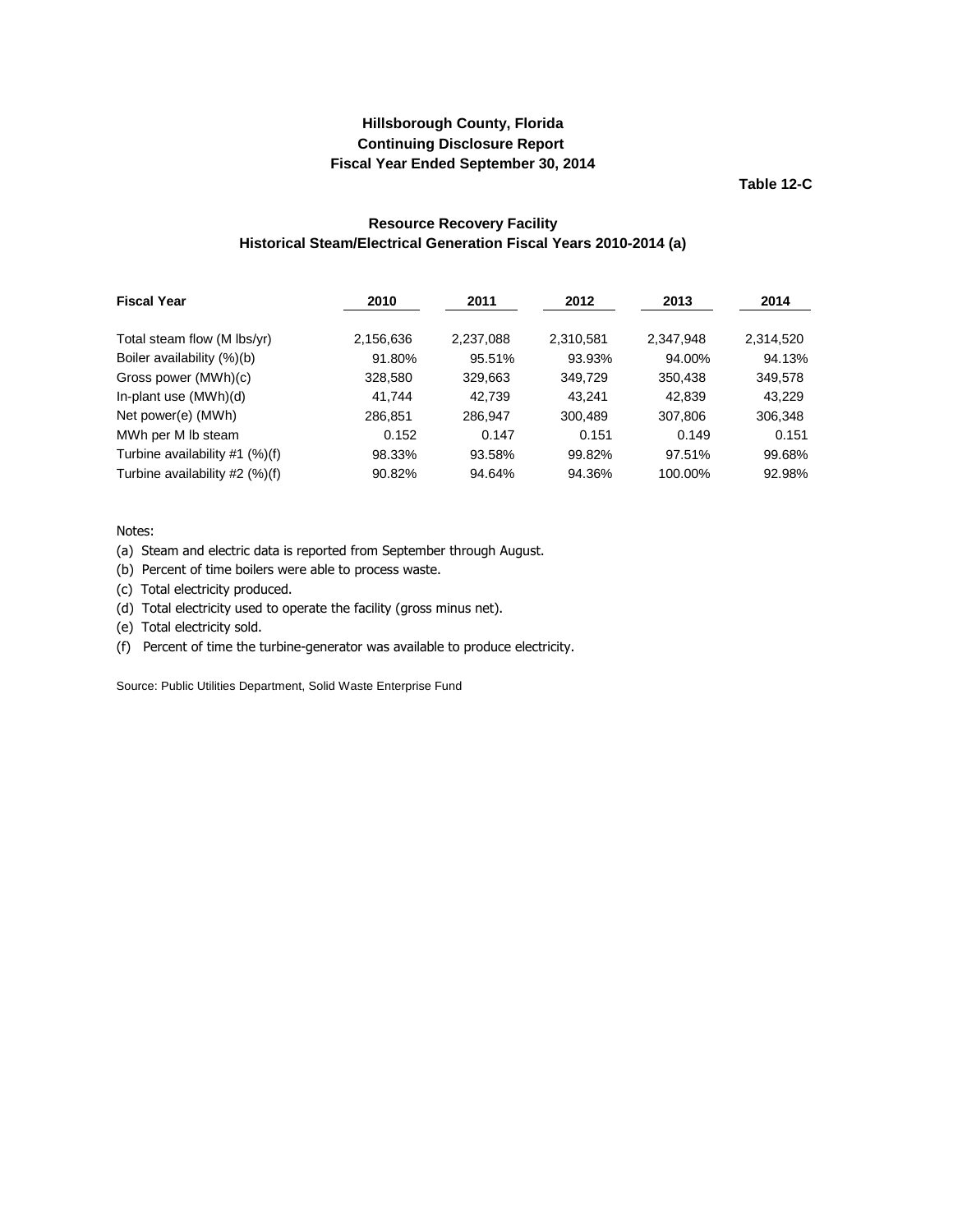**Hillsborough County, Florida**
**Continuing Disclosure Report**
**Fiscal Year Ended September 30, 2014**

**Table 12-C**

## Resource Recovery Facility
## Historical Steam/Electrical Generation Fiscal Years 2010-2014 (a)

| Fiscal Year | 2010 | 2011 | 2012 | 2013 | 2014 |
|---|---|---|---|---|---|
| Total steam flow (M lbs/yr) | 2,156,636 | 2,237,088 | 2,310,581 | 2,347,948 | 2,314,520 |
| Boiler availability (%)(b) | 91.80% | 95.51% | 93.93% | 94.00% | 94.13% |
| Gross power (MWh)(c) | 328,580 | 329,663 | 349,729 | 350,438 | 349,578 |
| In-plant use (MWh)(d) | 41,744 | 42,739 | 43,241 | 42,839 | 43,229 |
| Net power(e) (MWh) | 286,851 | 286,947 | 300,489 | 307,806 | 306,348 |
| MWh per M lb steam | 0.152 | 0.147 | 0.151 | 0.149 | 0.151 |
| Turbine availability #1 (%)(f) | 98.33% | 93.58% | 99.82% | 97.51% | 99.68% |
| Turbine availability #2 (%)(f) | 90.82% | 94.64% | 94.36% | 100.00% | 92.98% |

Notes:

(a) Steam and electric data is reported from September through August.

(b) Percent of time boilers were able to process waste.

(c) Total electricity produced.

(d) Total electricity used to operate the facility (gross minus net).

(e) Total electricity sold.

(f) Percent of time the turbine-generator was available to produce electricity.

Source: Public Utilities Department, Solid Waste Enterprise Fund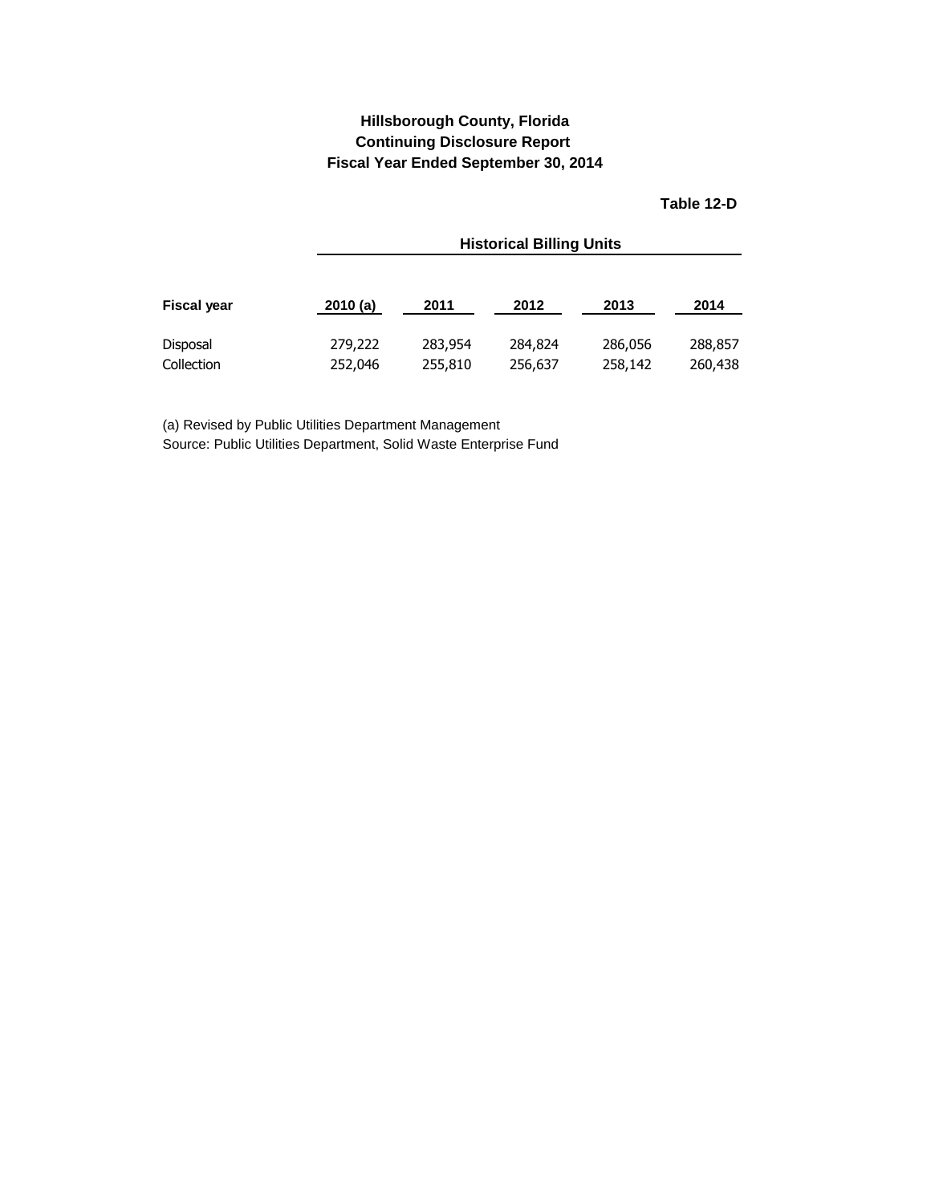**Hillsborough County, Florida**
**Continuing Disclosure Report**
**Fiscal Year Ended September 30, 2014**

**Table 12-D**

| | Historical Billing Units | | | | |
|---|---|---|---|---|---|
| **Fiscal year** | **2010 (a)** | **2011** | **2012** | **2013** | **2014** |
| Disposal | 279,222 | 283,954 | 284,824 | 286,056 | 288,857 |
| Collection | 252,046 | 255,810 | 256,637 | 258,142 | 260,438 |

(a) Revised by Public Utilities Department Management
Source: Public Utilities Department, Solid Waste Enterprise Fund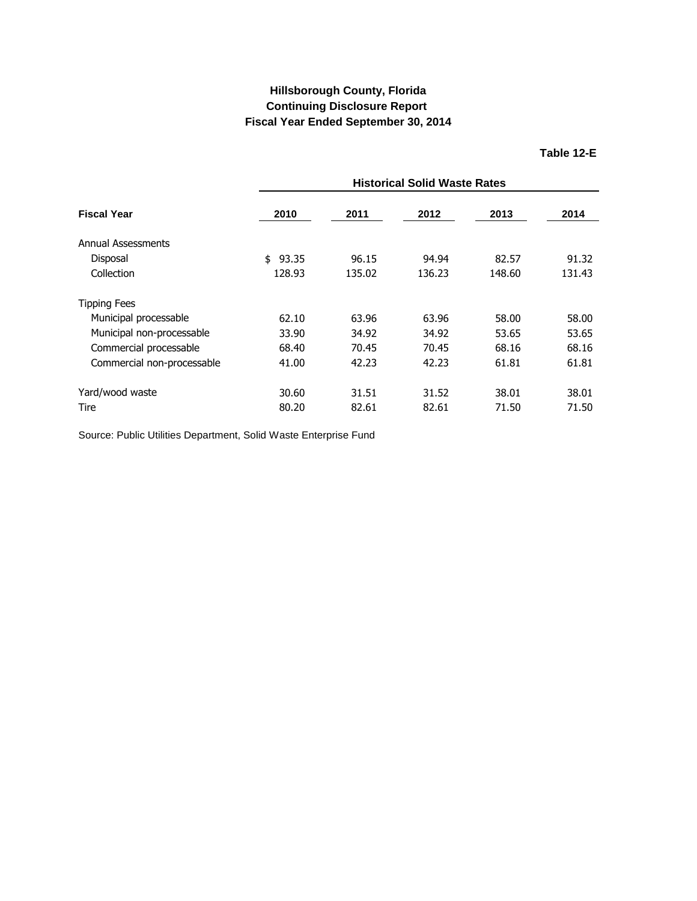**Hillsborough County, Florida**
**Continuing Disclosure Report**
**Fiscal Year Ended September 30, 2014**

**Table 12-E**

| | Historical Solid Waste Rates | | | | |
|---|---|---|---|---|---|
| **Fiscal Year** | **2010** | **2011** | **2012** | **2013** | **2014** |
| Annual Assessments | | | | | |
| Disposal | $ 93.35 | 96.15 | 94.94 | 82.57 | 91.32 |
| Collection | 128.93 | 135.02 | 136.23 | 148.60 | 131.43 |
| Tipping Fees | | | | | |
| Municipal processable | 62.10 | 63.96 | 63.96 | 58.00 | 58.00 |
| Municipal non-processable | 33.90 | 34.92 | 34.92 | 53.65 | 53.65 |
| Commercial processable | 68.40 | 70.45 | 70.45 | 68.16 | 68.16 |
| Commercial non-processable | 41.00 | 42.23 | 42.23 | 61.81 | 61.81 |
| Yard/wood waste | 30.60 | 31.51 | 31.52 | 38.01 | 38.01 |
| Tire | 80.20 | 82.61 | 82.61 | 71.50 | 71.50 |

Source: Public Utilities Department, Solid Waste Enterprise Fund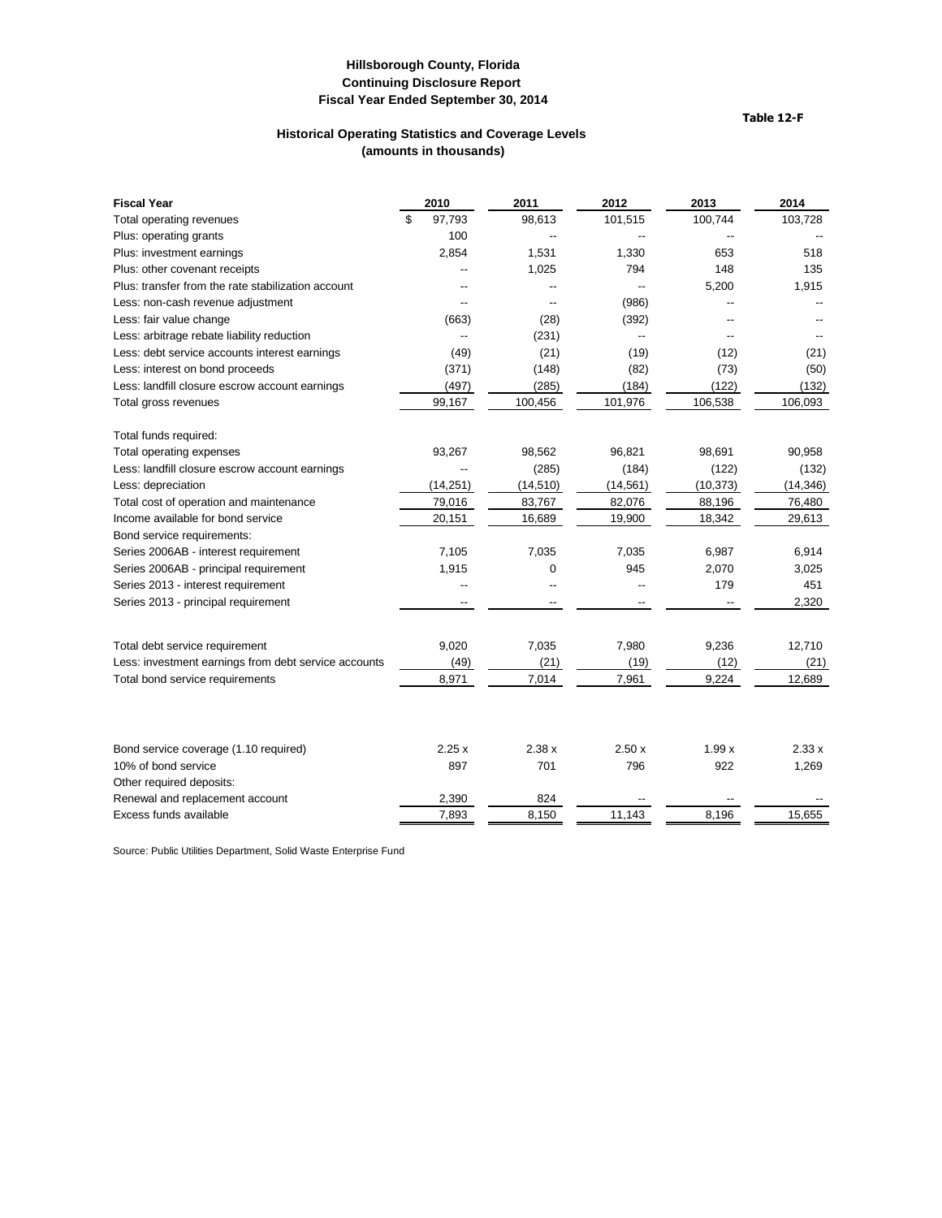**Hillsborough County, Florida**
**Continuing Disclosure Report**
**Fiscal Year Ended September 30, 2014**

**Table 12-F**

### Historical Operating Statistics and Coverage Levels
### (amounts in thousands)

| Fiscal Year | 2010 | 2011 | 2012 | 2013 | 2014 |
|---|---|---|---|---|---|
| Total operating revenues | $ 97,793 | 98,613 | 101,515 | 100,744 | 103,728 |
| Plus: operating grants | 100 | -- | -- | -- | -- |
| Plus: investment earnings | 2,854 | 1,531 | 1,330 | 653 | 518 |
| Plus: other covenant receipts | -- | 1,025 | 794 | 148 | 135 |
| Plus: transfer from the rate stabilization account | -- | -- | -- | 5,200 | 1,915 |
| Less: non-cash revenue adjustment | -- | -- | (986) | -- | -- |
| Less: fair value change | (663) | (28) | (392) | -- | -- |
| Less: arbitrage rebate liability reduction | -- | (231) | -- | -- | -- |
| Less: debt service accounts interest earnings | (49) | (21) | (19) | (12) | (21) |
| Less: interest on bond proceeds | (371) | (148) | (82) | (73) | (50) |
| Less: landfill closure escrow account earnings | (497) | (285) | (184) | (122) | (132) |
| Total gross revenues | 99,167 | 100,456 | 101,976 | 106,538 | 106,093 |
| | | | | | |
| Total funds required: | | | | | |
| Total operating expenses | 93,267 | 98,562 | 96,821 | 98,691 | 90,958 |
| Less: landfill closure escrow account earnings | -- | (285) | (184) | (122) | (132) |
| Less: depreciation | (14,251) | (14,510) | (14,561) | (10,373) | (14,346) |
| Total cost of operation and maintenance | 79,016 | 83,767 | 82,076 | 88,196 | 76,480 |
| Income available for bond service | 20,151 | 16,689 | 19,900 | 18,342 | 29,613 |
| Bond service requirements: | | | | | |
| Series 2006AB - interest requirement | 7,105 | 7,035 | 7,035 | 6,987 | 6,914 |
| Series 2006AB - principal requirement | 1,915 | 0 | 945 | 2,070 | 3,025 |
| Series 2013 - interest requirement | -- | -- | -- | 179 | 451 |
| Series 2013 - principal requirement | -- | -- | -- | -- | 2,320 |
| | | | | | |
| Total debt service requirement | 9,020 | 7,035 | 7,980 | 9,236 | 12,710 |
| Less: investment earnings from debt service accounts | (49) | (21) | (19) | (12) | (21) |
| Total bond service requirements | 8,971 | 7,014 | 7,961 | 9,224 | 12,689 |
| | | | | | |
| Bond service coverage (1.10 required) | 2.25 x | 2.38 x | 2.50 x | 1.99 x | 2.33 x |
| 10% of bond service | 897 | 701 | 796 | 922 | 1,269 |
| Other required deposits: | | | | | |
| Renewal and replacement account | 2,390 | 824 | -- | -- | -- |
| Excess funds available | 7,893 | 8,150 | 11,143 | 8,196 | 15,655 |

Source: Public Utilities Department, Solid Waste Enterprise Fund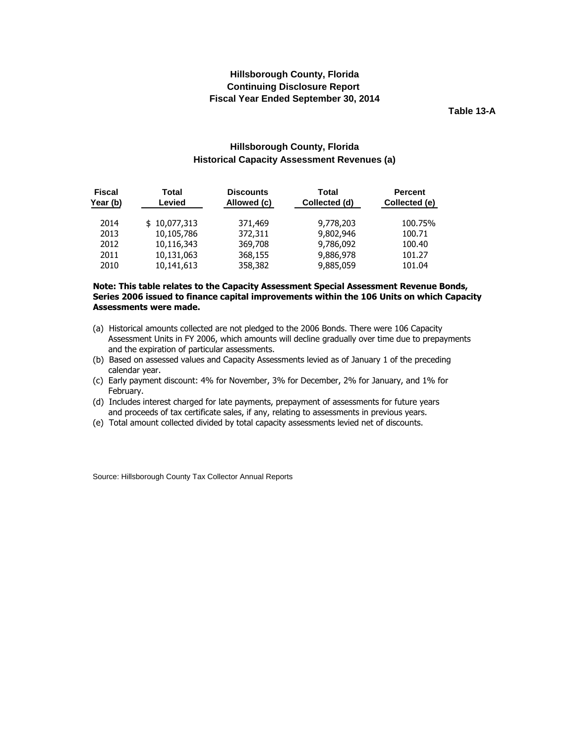# Hillsborough County, Florida
## Continuing Disclosure Report
## Fiscal Year Ended September 30, 2014

**Table 13-A**

### Hillsborough County, Florida
### Historical Capacity Assessment Revenues (a)

| Fiscal Year (b) | Total Levied | Discounts Allowed (c) | Total Collected (d) | Percent Collected (e) |
|---|---|---|---|---|
| 2014 | $ 10,077,313 | 371,469 | 9,778,203 | 100.75% |
| 2013 | 10,105,786 | 372,311 | 9,802,946 | 100.71 |
| 2012 | 10,116,343 | 369,708 | 9,786,092 | 100.40 |
| 2011 | 10,131,063 | 368,155 | 9,886,978 | 101.27 |
| 2010 | 10,141,613 | 358,382 | 9,885,059 | 101.04 |

**Note: This table relates to the Capacity Assessment Special Assessment Revenue Bonds, Series 2006 issued to finance capital improvements within the 106 Units on which Capacity Assessments were made.**

(a) Historical amounts collected are not pledged to the 2006 Bonds. There were 106 Capacity Assessment Units in FY 2006, which amounts will decline gradually over time due to prepayments and the expiration of particular assessments.
(b) Based on assessed values and Capacity Assessments levied as of January 1 of the preceding calendar year.
(c) Early payment discount: 4% for November, 3% for December, 2% for January, and 1% for February.
(d) Includes interest charged for late payments, prepayment of assessments for future years and proceeds of tax certificate sales, if any, relating to assessments in previous years.
(e) Total amount collected divided by total capacity assessments levied net of discounts.

Source: Hillsborough County Tax Collector Annual Reports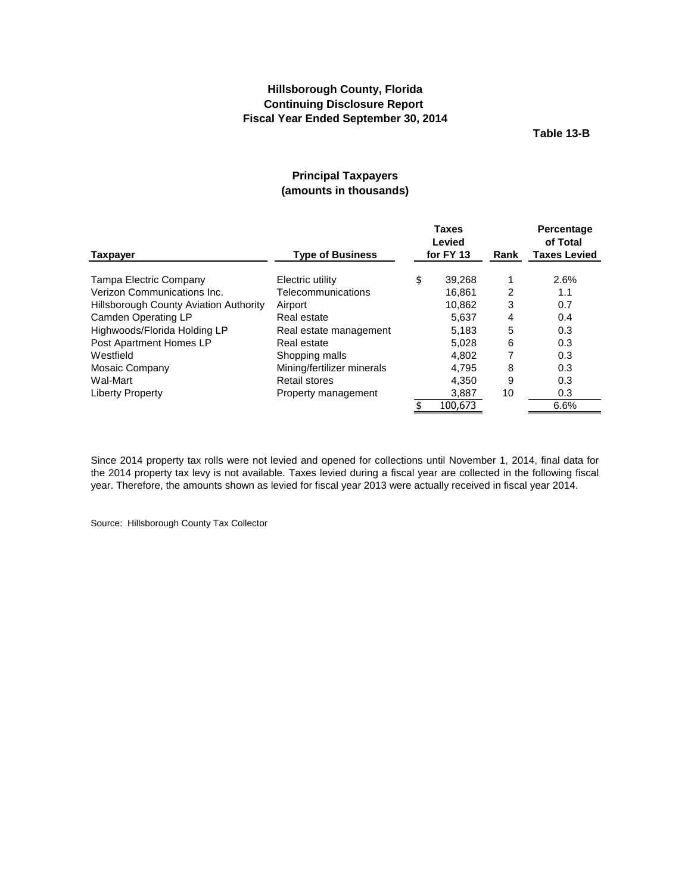# Hillsborough County, Florida
## Continuing Disclosure Report
## Fiscal Year Ended September 30, 2014

**Table 13-B**

### Principal Taxpayers
### (amounts in thousands)

| Taxpayer | Type of Business | Taxes Levied for FY 13 | Rank | Percentage of Total Taxes Levied |
|---|---|---|---|---|
| Tampa Electric Company | Electric utility | $ 39,268 | 1 | 2.6% |
| Verizon Communications Inc. | Telecommunications | 16,861 | 2 | 1.1 |
| Hillsborough County Aviation Authority | Airport | 10,862 | 3 | 0.7 |
| Camden Operating LP | Real estate | 5,637 | 4 | 0.4 |
| Highwoods/Florida Holding LP | Real estate management | 5,183 | 5 | 0.3 |
| Post Apartment Homes LP | Real estate | 5,028 | 6 | 0.3 |
| Westfield | Shopping malls | 4,802 | 7 | 0.3 |
| Mosaic Company | Mining/fertilizer minerals | 4,795 | 8 | 0.3 |
| Wal-Mart | Retail stores | 4,350 | 9 | 0.3 |
| Liberty Property | Property management | 3,887 | 10 | 0.3 |
| | | $ 100,673 | | 6.6% |

Since 2014 property tax rolls were not levied and opened for collections until November 1, 2014, final data for the 2014 property tax levy is not available. Taxes levied during a fiscal year are collected in the following fiscal year. Therefore, the amounts shown as levied for fiscal year 2013 were actually received in fiscal year 2014.

Source: Hillsborough County Tax Collector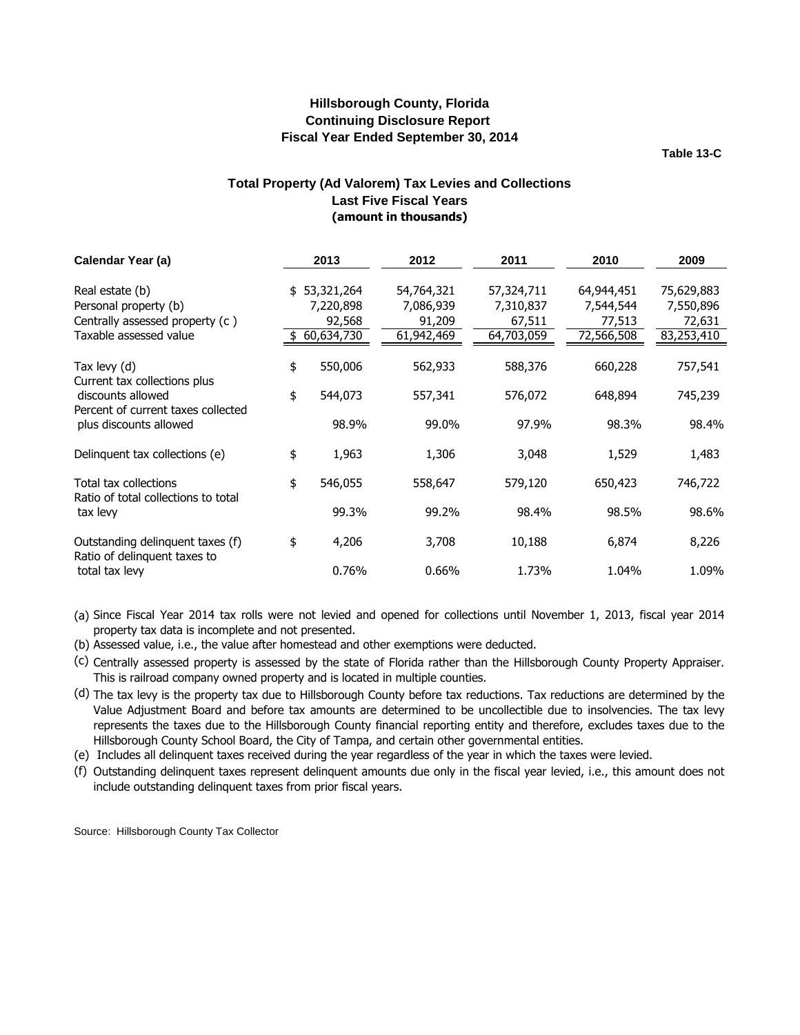# Hillsborough County, Florida
## Continuing Disclosure Report
## Fiscal Year Ended September 30, 2014

Table 13-C

### Total Property (Ad Valorem) Tax Levies and Collections
### Last Five Fiscal Years
### (amount in thousands)

| Calendar Year (a) | 2013 | 2012 | 2011 | 2010 | 2009 |
|---|---|---|---|---|---|
| Real estate (b) | $ 53,321,264 | 54,764,321 | 57,324,711 | 64,944,451 | 75,629,883 |
| Personal property (b) | 7,220,898 | 7,086,939 | 7,310,837 | 7,544,544 | 7,550,896 |
| Centrally assessed property (c ) | 92,568 | 91,209 | 67,511 | 77,513 | 72,631 |
| Taxable assessed value | $ 60,634,730 | 61,942,469 | 64,703,059 | 72,566,508 | 83,253,410 |
| Tax levy (d) | $ 550,006 | 562,933 | 588,376 | 660,228 | 757,541 |
| Current tax collections plus discounts allowed | $ 544,073 | 557,341 | 576,072 | 648,894 | 745,239 |
| Percent of current taxes collected plus discounts allowed | 98.9% | 99.0% | 97.9% | 98.3% | 98.4% |
| Delinquent tax collections (e) | $ 1,963 | 1,306 | 3,048 | 1,529 | 1,483 |
| Total tax collections | $ 546,055 | 558,647 | 579,120 | 650,423 | 746,722 |
| Ratio of total collections to total tax levy | 99.3% | 99.2% | 98.4% | 98.5% | 98.6% |
| Outstanding delinquent taxes (f) | $ 4,206 | 3,708 | 10,188 | 6,874 | 8,226 |
| Ratio of delinquent taxes to total tax levy | 0.76% | 0.66% | 1.73% | 1.04% | 1.09% |

(a) Since Fiscal Year 2014 tax rolls were not levied and opened for collections until November 1, 2013, fiscal year 2014 property tax data is incomplete and not presented.

(b) Assessed value, i.e., the value after homestead and other exemptions were deducted.

(c) Centrally assessed property is assessed by the state of Florida rather than the Hillsborough County Property Appraiser. This is railroad company owned property and is located in multiple counties.

(d) The tax levy is the property tax due to Hillsborough County before tax reductions. Tax reductions are determined by the Value Adjustment Board and before tax amounts are determined to be uncollectible due to insolvencies. The tax levy represents the taxes due to the Hillsborough County financial reporting entity and therefore, excludes taxes due to the Hillsborough County School Board, the City of Tampa, and certain other governmental entities.

(e) Includes all delinquent taxes received during the year regardless of the year in which the taxes were levied.

(f) Outstanding delinquent taxes represent delinquent amounts due only in the fiscal year levied, i.e., this amount does not include outstanding delinquent taxes from prior fiscal years.

Source: Hillsborough County Tax Collector